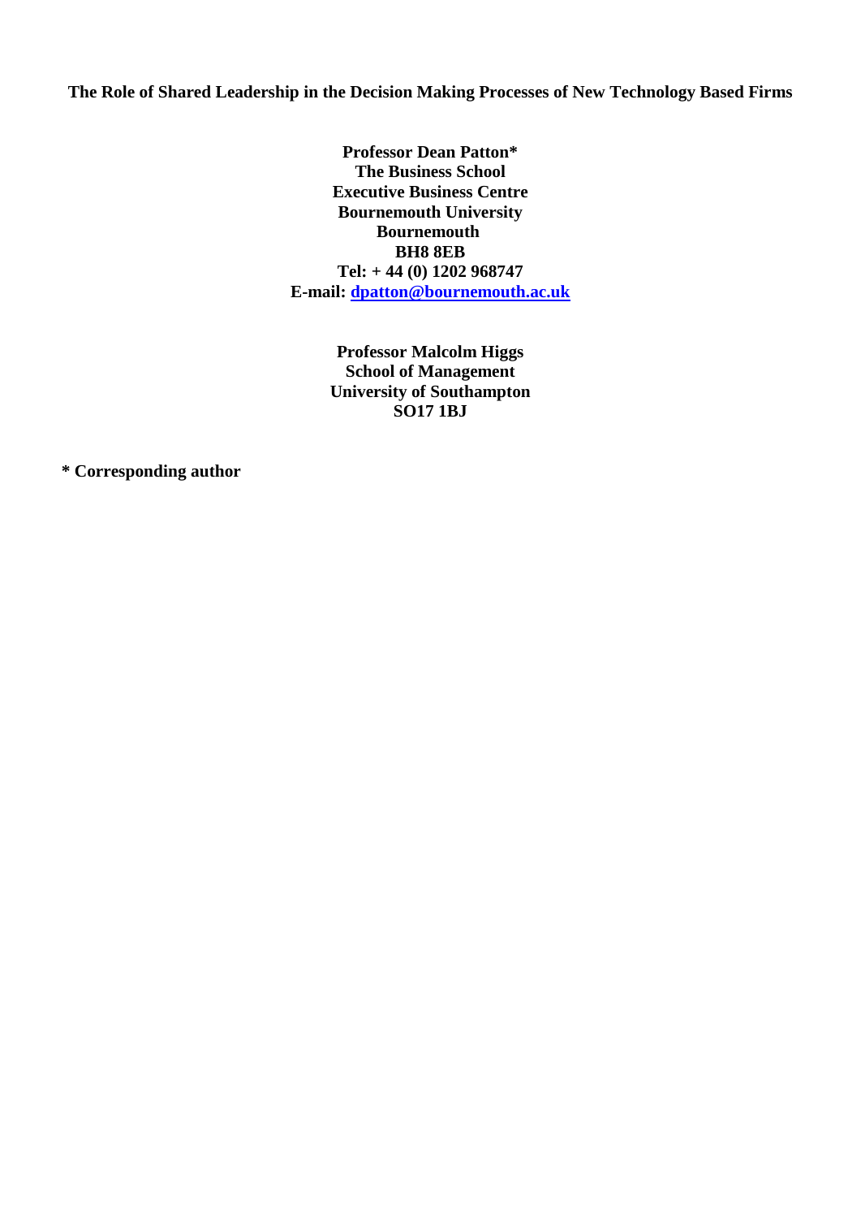# The Role of Shared Leadership in the Decision Making Processes of New Technology Based Firms

**Professor Dean Patton***
**The Business School**
**Executive Business Centre**
**Bournemouth University**
**Bournemouth**
**BH8 8EB**
**Tel: + 44 (0) 1202 968747**
**E-mail: dpatton@bournemouth.ac.uk**

**Professor Malcolm Higgs**
**School of Management**
**University of Southampton**
**SO17 1BJ**

**\* Corresponding author**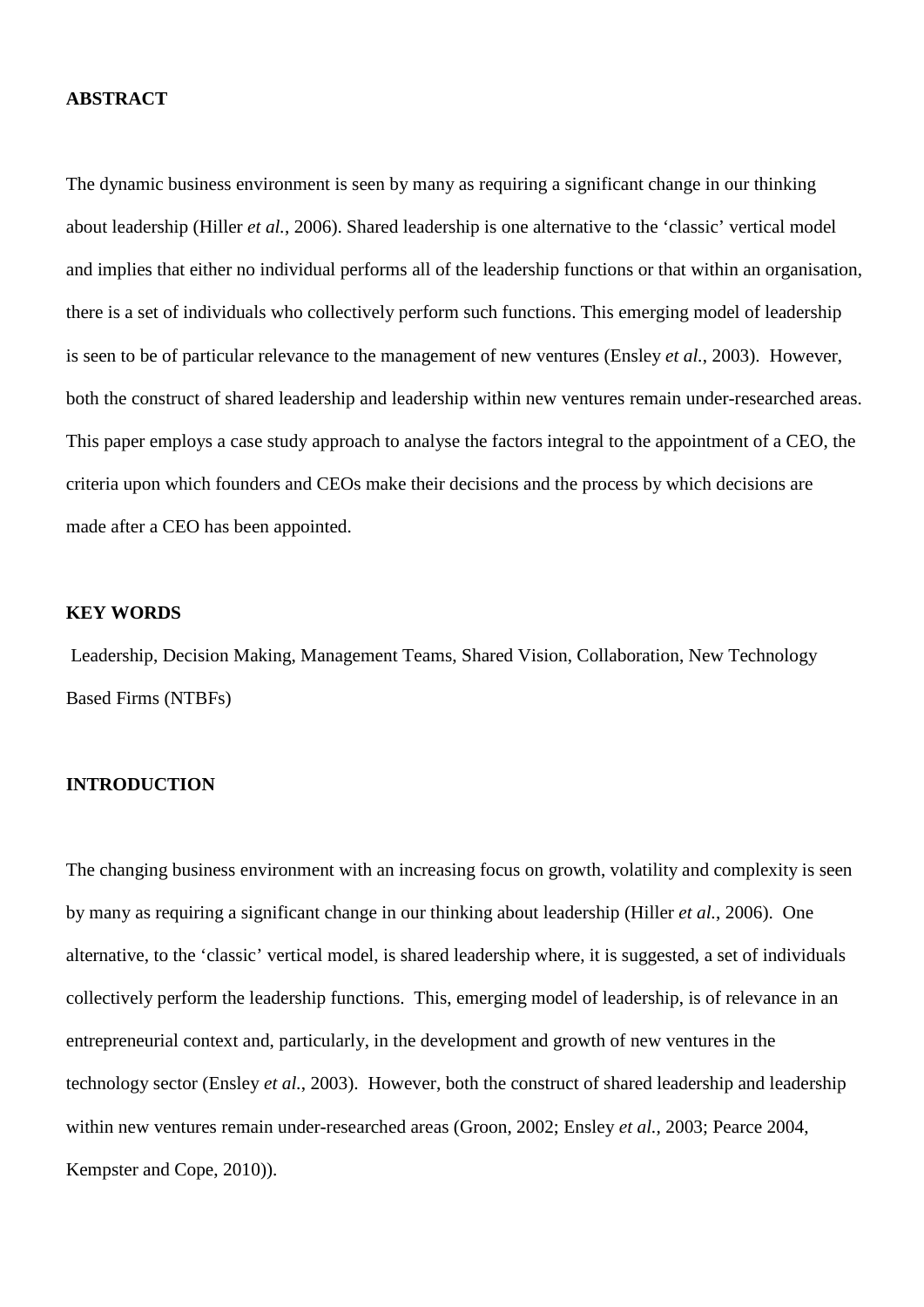## ABSTRACT

The dynamic business environment is seen by many as requiring a significant change in our thinking about leadership (Hiller *et al.*, 2006). Shared leadership is one alternative to the 'classic' vertical model and implies that either no individual performs all of the leadership functions or that within an organisation, there is a set of individuals who collectively perform such functions. This emerging model of leadership is seen to be of particular relevance to the management of new ventures (Ensley *et al.*, 2003). However, both the construct of shared leadership and leadership within new ventures remain under-researched areas. This paper employs a case study approach to analyse the factors integral to the appointment of a CEO, the criteria upon which founders and CEOs make their decisions and the process by which decisions are made after a CEO has been appointed.

## KEY WORDS

Leadership, Decision Making, Management Teams, Shared Vision, Collaboration, New Technology Based Firms (NTBFs)

## INTRODUCTION

The changing business environment with an increasing focus on growth, volatility and complexity is seen by many as requiring a significant change in our thinking about leadership (Hiller *et al.*, 2006). One alternative, to the 'classic' vertical model, is shared leadership where, it is suggested, a set of individuals collectively perform the leadership functions. This, emerging model of leadership, is of relevance in an entrepreneurial context and, particularly, in the development and growth of new ventures in the technology sector (Ensley *et al.*, 2003). However, both the construct of shared leadership and leadership within new ventures remain under-researched areas (Groon, 2002; Ensley *et al.,* 2003; Pearce 2004, Kempster and Cope, 2010)).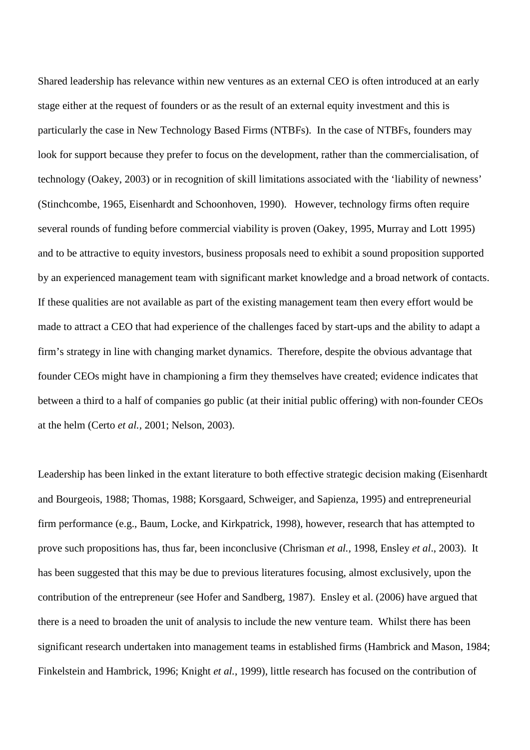Shared leadership has relevance within new ventures as an external CEO is often introduced at an early stage either at the request of founders or as the result of an external equity investment and this is particularly the case in New Technology Based Firms (NTBFs). In the case of NTBFs, founders may look for support because they prefer to focus on the development, rather than the commercialisation, of technology (Oakey, 2003) or in recognition of skill limitations associated with the 'liability of newness' (Stinchcombe, 1965, Eisenhardt and Schoonhoven, 1990). However, technology firms often require several rounds of funding before commercial viability is proven (Oakey, 1995, Murray and Lott 1995) and to be attractive to equity investors, business proposals need to exhibit a sound proposition supported by an experienced management team with significant market knowledge and a broad network of contacts. If these qualities are not available as part of the existing management team then every effort would be made to attract a CEO that had experience of the challenges faced by start-ups and the ability to adapt a firm's strategy in line with changing market dynamics. Therefore, despite the obvious advantage that founder CEOs might have in championing a firm they themselves have created; evidence indicates that between a third to a half of companies go public (at their initial public offering) with non-founder CEOs at the helm (Certo *et al.*, 2001; Nelson, 2003).

Leadership has been linked in the extant literature to both effective strategic decision making (Eisenhardt and Bourgeois, 1988; Thomas, 1988; Korsgaard, Schweiger, and Sapienza, 1995) and entrepreneurial firm performance (e.g., Baum, Locke, and Kirkpatrick, 1998), however, research that has attempted to prove such propositions has, thus far, been inconclusive (Chrisman *et al.*, 1998, Ensley *et al*., 2003). It has been suggested that this may be due to previous literatures focusing, almost exclusively, upon the contribution of the entrepreneur (see Hofer and Sandberg, 1987). Ensley et al. (2006) have argued that there is a need to broaden the unit of analysis to include the new venture team. Whilst there has been significant research undertaken into management teams in established firms (Hambrick and Mason, 1984; Finkelstein and Hambrick, 1996; Knight *et al.*, 1999), little research has focused on the contribution of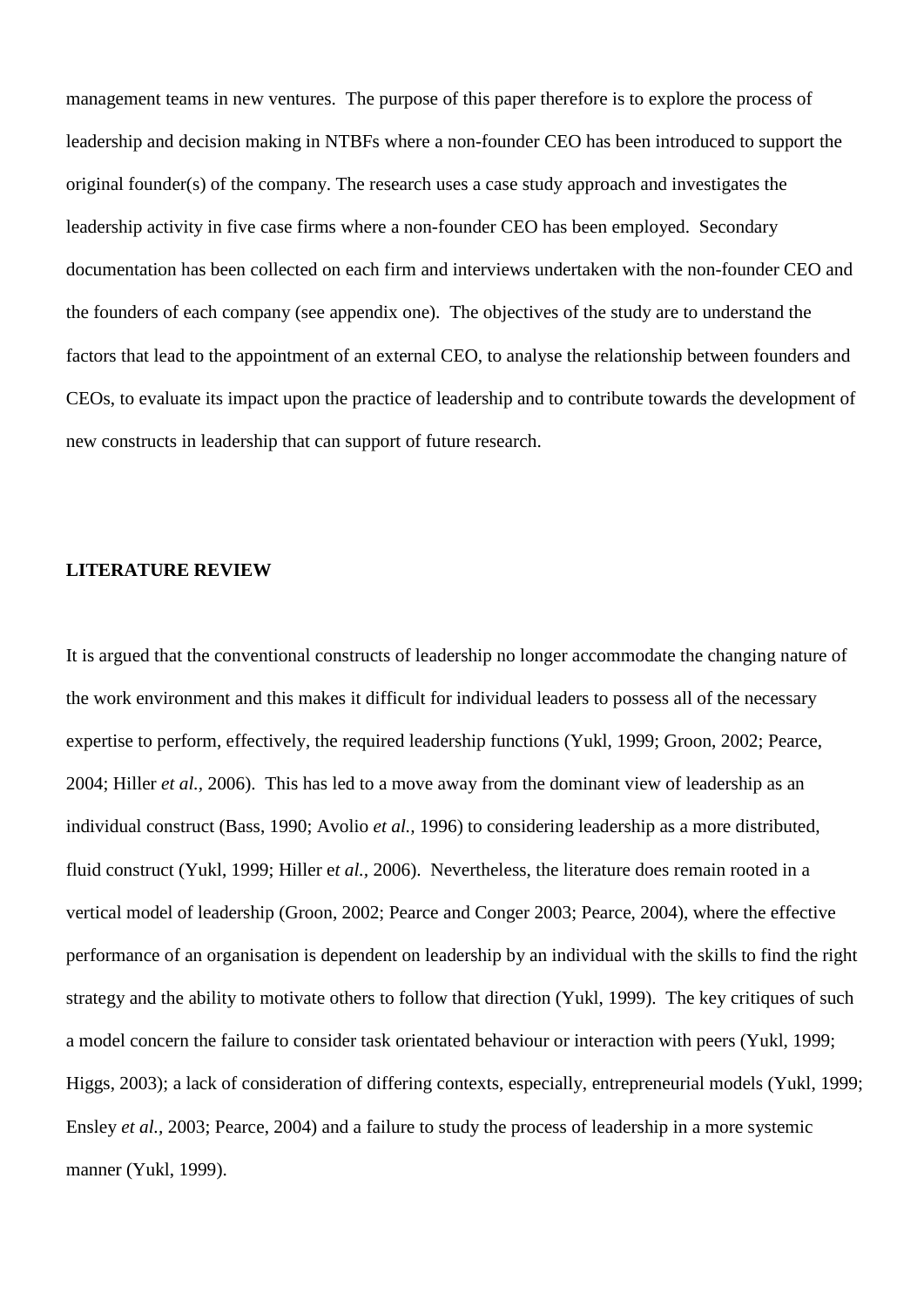management teams in new ventures. The purpose of this paper therefore is to explore the process of leadership and decision making in NTBFs where a non-founder CEO has been introduced to support the original founder(s) of the company. The research uses a case study approach and investigates the leadership activity in five case firms where a non-founder CEO has been employed. Secondary documentation has been collected on each firm and interviews undertaken with the non-founder CEO and the founders of each company (see appendix one). The objectives of the study are to understand the factors that lead to the appointment of an external CEO, to analyse the relationship between founders and CEOs, to evaluate its impact upon the practice of leadership and to contribute towards the development of new constructs in leadership that can support of future research.

**LITERATURE REVIEW**

It is argued that the conventional constructs of leadership no longer accommodate the changing nature of the work environment and this makes it difficult for individual leaders to possess all of the necessary expertise to perform, effectively, the required leadership functions (Yukl, 1999; Groon, 2002; Pearce, 2004; Hiller *et al.,* 2006). This has led to a move away from the dominant view of leadership as an individual construct (Bass, 1990; Avolio *et al.,* 1996) to considering leadership as a more distributed, fluid construct (Yukl, 1999; Hiller e*t al.,* 2006). Nevertheless, the literature does remain rooted in a vertical model of leadership (Groon, 2002; Pearce and Conger 2003; Pearce, 2004), where the effective performance of an organisation is dependent on leadership by an individual with the skills to find the right strategy and the ability to motivate others to follow that direction (Yukl, 1999). The key critiques of such a model concern the failure to consider task orientated behaviour or interaction with peers (Yukl, 1999; Higgs, 2003); a lack of consideration of differing contexts, especially, entrepreneurial models (Yukl, 1999; Ensley *et al.,* 2003; Pearce, 2004) and a failure to study the process of leadership in a more systemic manner (Yukl, 1999).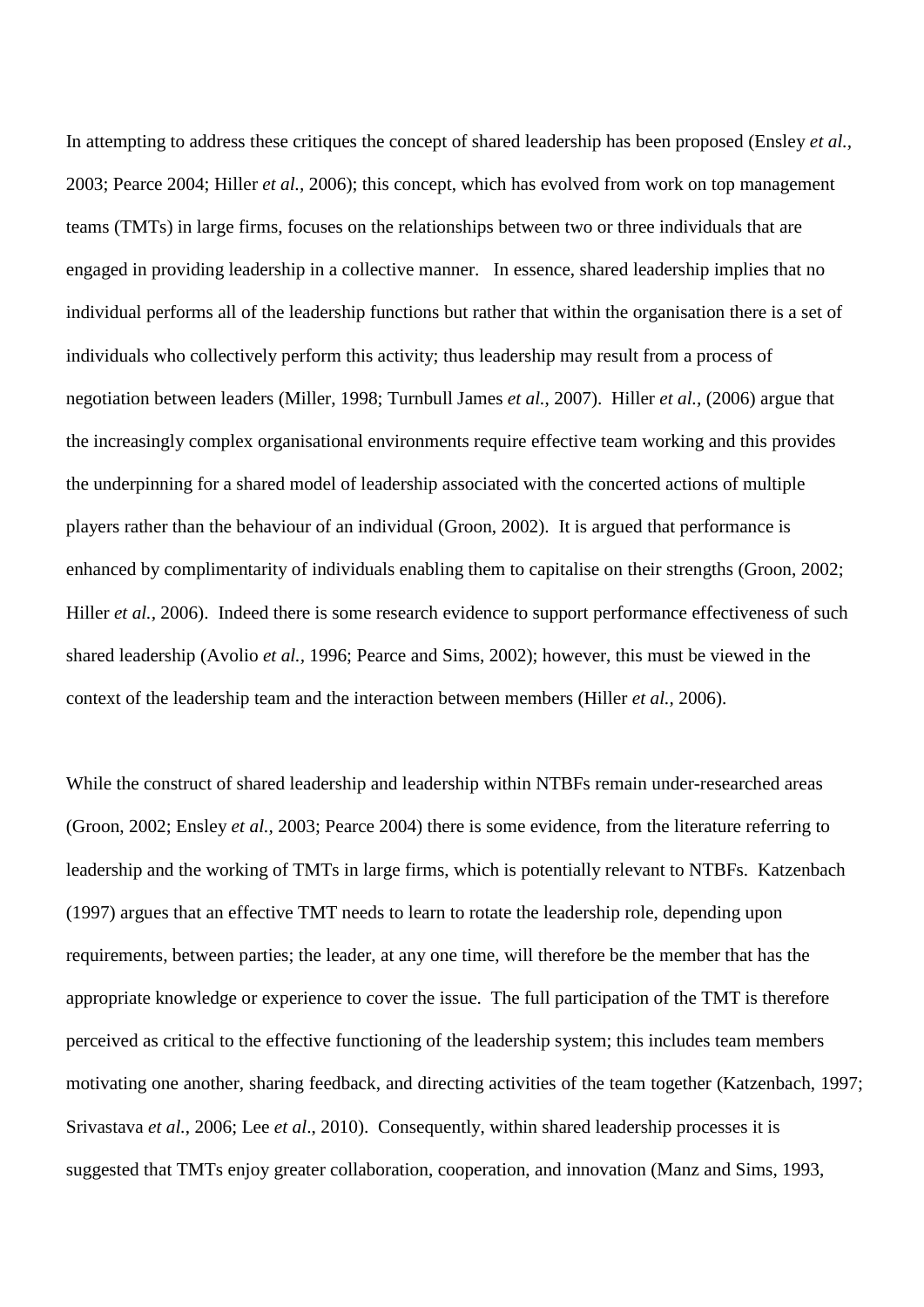In attempting to address these critiques the concept of shared leadership has been proposed (Ensley *et al.*, 2003; Pearce 2004; Hiller *et al.*, 2006); this concept, which has evolved from work on top management teams (TMTs) in large firms, focuses on the relationships between two or three individuals that are engaged in providing leadership in a collective manner. In essence, shared leadership implies that no individual performs all of the leadership functions but rather that within the organisation there is a set of individuals who collectively perform this activity; thus leadership may result from a process of negotiation between leaders (Miller, 1998; Turnbull James *et al.*, 2007). Hiller *et al.*, (2006) argue that the increasingly complex organisational environments require effective team working and this provides the underpinning for a shared model of leadership associated with the concerted actions of multiple players rather than the behaviour of an individual (Groon, 2002). It is argued that performance is enhanced by complimentarity of individuals enabling them to capitalise on their strengths (Groon, 2002; Hiller *et al.*, 2006). Indeed there is some research evidence to support performance effectiveness of such shared leadership (Avolio *et al.*, 1996; Pearce and Sims, 2002); however, this must be viewed in the context of the leadership team and the interaction between members (Hiller *et al.*, 2006).

While the construct of shared leadership and leadership within NTBFs remain under-researched areas (Groon, 2002; Ensley *et al.*, 2003; Pearce 2004) there is some evidence, from the literature referring to leadership and the working of TMTs in large firms, which is potentially relevant to NTBFs. Katzenbach (1997) argues that an effective TMT needs to learn to rotate the leadership role, depending upon requirements, between parties; the leader, at any one time, will therefore be the member that has the appropriate knowledge or experience to cover the issue. The full participation of the TMT is therefore perceived as critical to the effective functioning of the leadership system; this includes team members motivating one another, sharing feedback, and directing activities of the team together (Katzenbach, 1997; Srivastava *et al.*, 2006; Lee *et al.*, 2010). Consequently, within shared leadership processes it is suggested that TMTs enjoy greater collaboration, cooperation, and innovation (Manz and Sims, 1993,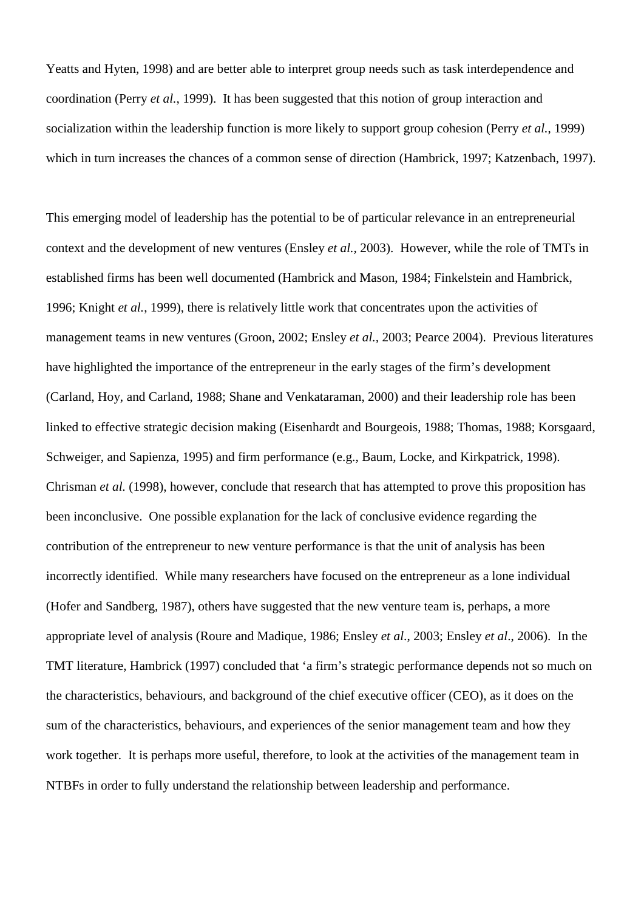Yeatts and Hyten, 1998) and are better able to interpret group needs such as task interdependence and coordination (Perry *et al.,* 1999). It has been suggested that this notion of group interaction and socialization within the leadership function is more likely to support group cohesion (Perry *et al.*, 1999) which in turn increases the chances of a common sense of direction (Hambrick, 1997; Katzenbach, 1997).

This emerging model of leadership has the potential to be of particular relevance in an entrepreneurial context and the development of new ventures (Ensley *et al.,* 2003). However, while the role of TMTs in established firms has been well documented (Hambrick and Mason, 1984; Finkelstein and Hambrick, 1996; Knight *et al.,* 1999), there is relatively little work that concentrates upon the activities of management teams in new ventures (Groon, 2002; Ensley *et al.,* 2003; Pearce 2004). Previous literatures have highlighted the importance of the entrepreneur in the early stages of the firm's development (Carland, Hoy, and Carland, 1988; Shane and Venkataraman, 2000) and their leadership role has been linked to effective strategic decision making (Eisenhardt and Bourgeois, 1988; Thomas, 1988; Korsgaard, Schweiger, and Sapienza, 1995) and firm performance (e.g., Baum, Locke, and Kirkpatrick, 1998). Chrisman *et al.* (1998), however, conclude that research that has attempted to prove this proposition has been inconclusive. One possible explanation for the lack of conclusive evidence regarding the contribution of the entrepreneur to new venture performance is that the unit of analysis has been incorrectly identified. While many researchers have focused on the entrepreneur as a lone individual (Hofer and Sandberg, 1987), others have suggested that the new venture team is, perhaps, a more appropriate level of analysis (Roure and Madique, 1986; Ensley *et al*., 2003; Ensley *et al*., 2006). In the TMT literature, Hambrick (1997) concluded that 'a firm's strategic performance depends not so much on the characteristics, behaviours, and background of the chief executive officer (CEO), as it does on the sum of the characteristics, behaviours, and experiences of the senior management team and how they work together. It is perhaps more useful, therefore, to look at the activities of the management team in NTBFs in order to fully understand the relationship between leadership and performance.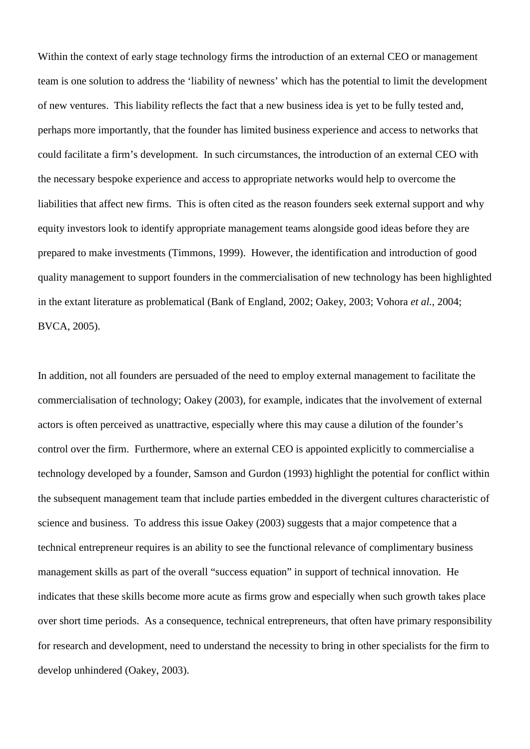Within the context of early stage technology firms the introduction of an external CEO or management team is one solution to address the 'liability of newness' which has the potential to limit the development of new ventures. This liability reflects the fact that a new business idea is yet to be fully tested and, perhaps more importantly, that the founder has limited business experience and access to networks that could facilitate a firm's development. In such circumstances, the introduction of an external CEO with the necessary bespoke experience and access to appropriate networks would help to overcome the liabilities that affect new firms. This is often cited as the reason founders seek external support and why equity investors look to identify appropriate management teams alongside good ideas before they are prepared to make investments (Timmons, 1999). However, the identification and introduction of good quality management to support founders in the commercialisation of new technology has been highlighted in the extant literature as problematical (Bank of England, 2002; Oakey, 2003; Vohora *et al.*, 2004; BVCA, 2005).

In addition, not all founders are persuaded of the need to employ external management to facilitate the commercialisation of technology; Oakey (2003), for example, indicates that the involvement of external actors is often perceived as unattractive, especially where this may cause a dilution of the founder's control over the firm. Furthermore, where an external CEO is appointed explicitly to commercialise a technology developed by a founder, Samson and Gurdon (1993) highlight the potential for conflict within the subsequent management team that include parties embedded in the divergent cultures characteristic of science and business. To address this issue Oakey (2003) suggests that a major competence that a technical entrepreneur requires is an ability to see the functional relevance of complimentary business management skills as part of the overall "success equation" in support of technical innovation. He indicates that these skills become more acute as firms grow and especially when such growth takes place over short time periods. As a consequence, technical entrepreneurs, that often have primary responsibility for research and development, need to understand the necessity to bring in other specialists for the firm to develop unhindered (Oakey, 2003).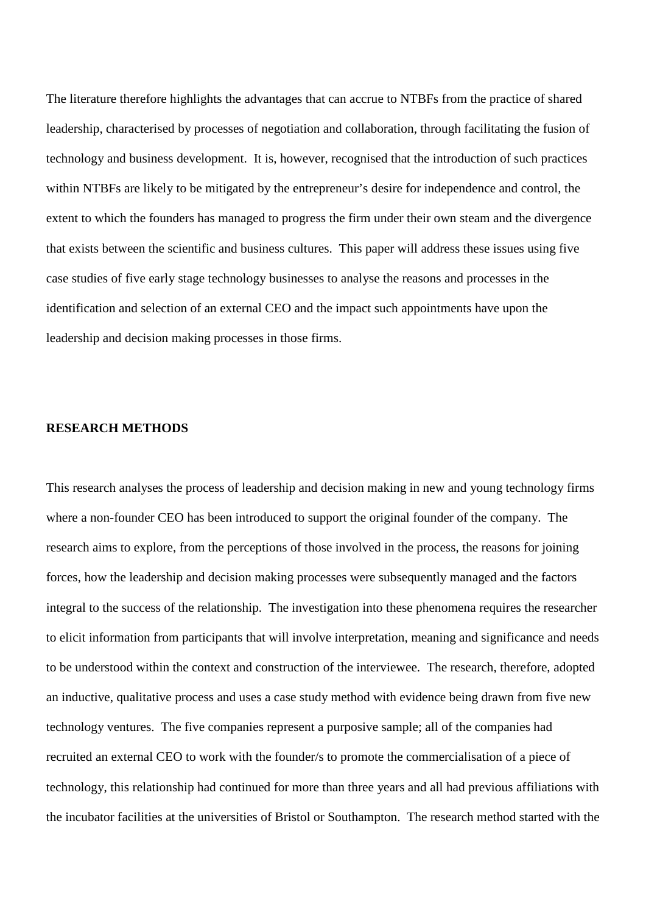The literature therefore highlights the advantages that can accrue to NTBFs from the practice of shared leadership, characterised by processes of negotiation and collaboration, through facilitating the fusion of technology and business development. It is, however, recognised that the introduction of such practices within NTBFs are likely to be mitigated by the entrepreneur's desire for independence and control, the extent to which the founders has managed to progress the firm under their own steam and the divergence that exists between the scientific and business cultures. This paper will address these issues using five case studies of five early stage technology businesses to analyse the reasons and processes in the identification and selection of an external CEO and the impact such appointments have upon the leadership and decision making processes in those firms.

**RESEARCH METHODS**

This research analyses the process of leadership and decision making in new and young technology firms where a non-founder CEO has been introduced to support the original founder of the company. The research aims to explore, from the perceptions of those involved in the process, the reasons for joining forces, how the leadership and decision making processes were subsequently managed and the factors integral to the success of the relationship. The investigation into these phenomena requires the researcher to elicit information from participants that will involve interpretation, meaning and significance and needs to be understood within the context and construction of the interviewee. The research, therefore, adopted an inductive, qualitative process and uses a case study method with evidence being drawn from five new technology ventures. The five companies represent a purposive sample; all of the companies had recruited an external CEO to work with the founder/s to promote the commercialisation of a piece of technology, this relationship had continued for more than three years and all had previous affiliations with the incubator facilities at the universities of Bristol or Southampton. The research method started with the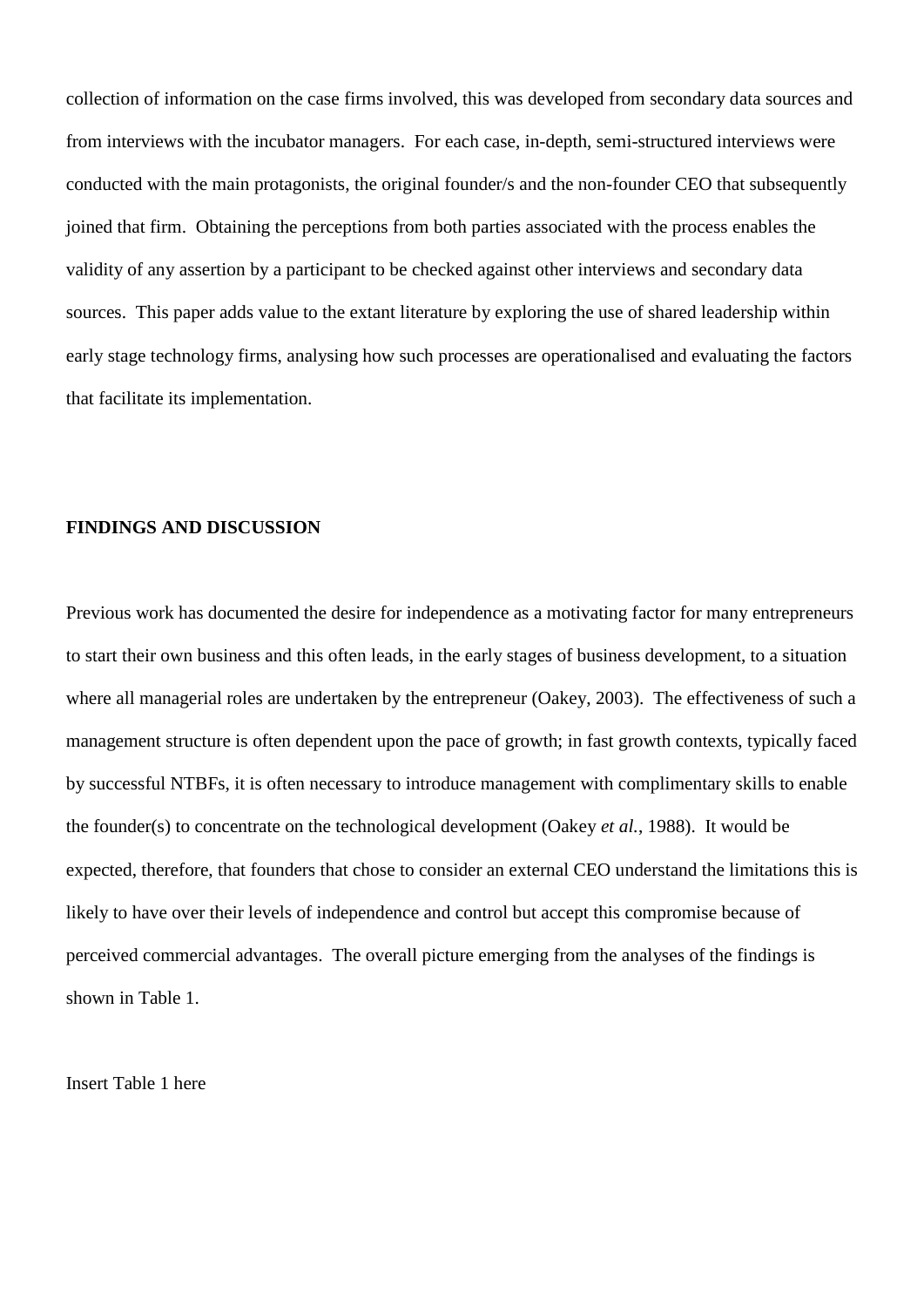collection of information on the case firms involved, this was developed from secondary data sources and from interviews with the incubator managers. For each case, in-depth, semi-structured interviews were conducted with the main protagonists, the original founder/s and the non-founder CEO that subsequently joined that firm. Obtaining the perceptions from both parties associated with the process enables the validity of any assertion by a participant to be checked against other interviews and secondary data sources. This paper adds value to the extant literature by exploring the use of shared leadership within early stage technology firms, analysing how such processes are operationalised and evaluating the factors that facilitate its implementation.

## FINDINGS AND DISCUSSION

Previous work has documented the desire for independence as a motivating factor for many entrepreneurs to start their own business and this often leads, in the early stages of business development, to a situation where all managerial roles are undertaken by the entrepreneur (Oakey, 2003). The effectiveness of such a management structure is often dependent upon the pace of growth; in fast growth contexts, typically faced by successful NTBFs, it is often necessary to introduce management with complimentary skills to enable the founder(s) to concentrate on the technological development (Oakey *et al.*, 1988). It would be expected, therefore, that founders that chose to consider an external CEO understand the limitations this is likely to have over their levels of independence and control but accept this compromise because of perceived commercial advantages. The overall picture emerging from the analyses of the findings is shown in Table 1.

Insert Table 1 here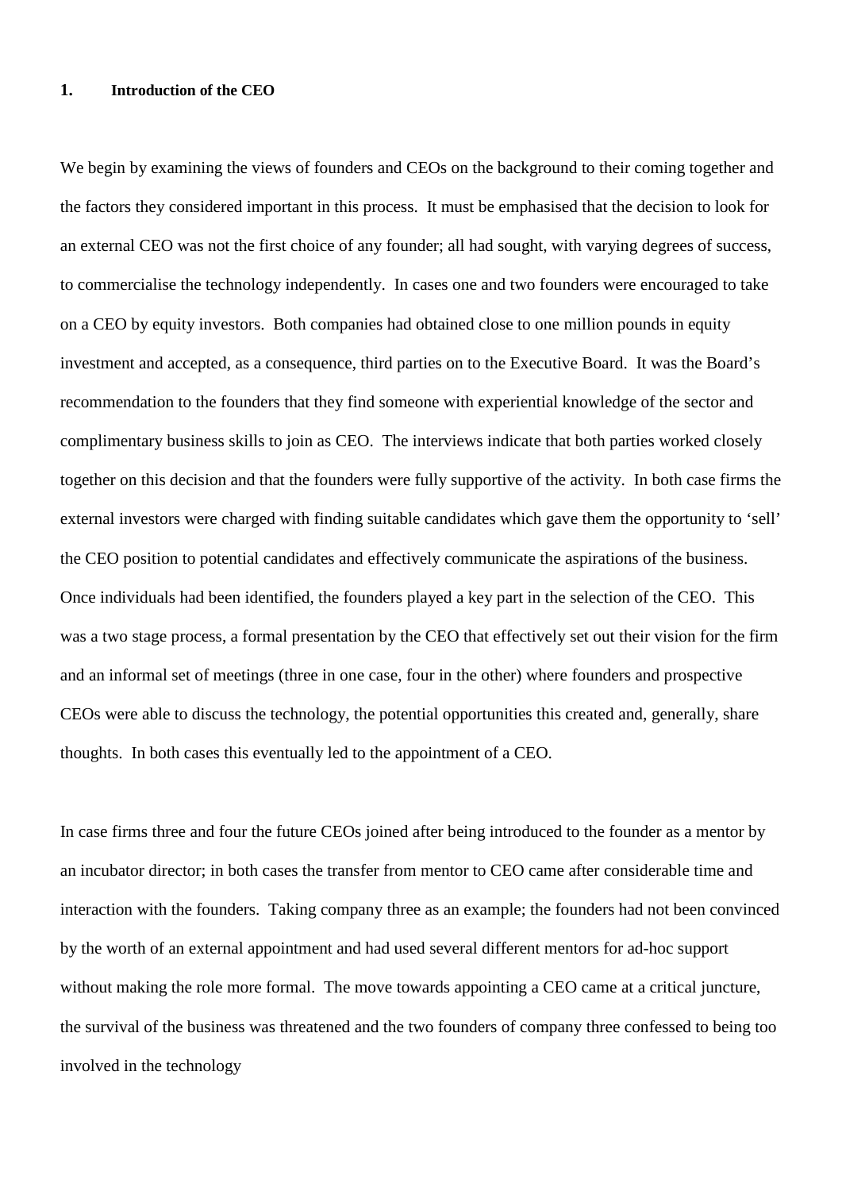## 1. Introduction of the CEO

We begin by examining the views of founders and CEOs on the background to their coming together and the factors they considered important in this process. It must be emphasised that the decision to look for an external CEO was not the first choice of any founder; all had sought, with varying degrees of success, to commercialise the technology independently. In cases one and two founders were encouraged to take on a CEO by equity investors. Both companies had obtained close to one million pounds in equity investment and accepted, as a consequence, third parties on to the Executive Board. It was the Board's recommendation to the founders that they find someone with experiential knowledge of the sector and complimentary business skills to join as CEO. The interviews indicate that both parties worked closely together on this decision and that the founders were fully supportive of the activity. In both case firms the external investors were charged with finding suitable candidates which gave them the opportunity to 'sell' the CEO position to potential candidates and effectively communicate the aspirations of the business. Once individuals had been identified, the founders played a key part in the selection of the CEO. This was a two stage process, a formal presentation by the CEO that effectively set out their vision for the firm and an informal set of meetings (three in one case, four in the other) where founders and prospective CEOs were able to discuss the technology, the potential opportunities this created and, generally, share thoughts. In both cases this eventually led to the appointment of a CEO.

In case firms three and four the future CEOs joined after being introduced to the founder as a mentor by an incubator director; in both cases the transfer from mentor to CEO came after considerable time and interaction with the founders. Taking company three as an example; the founders had not been convinced by the worth of an external appointment and had used several different mentors for ad-hoc support without making the role more formal. The move towards appointing a CEO came at a critical juncture, the survival of the business was threatened and the two founders of company three confessed to being too involved in the technology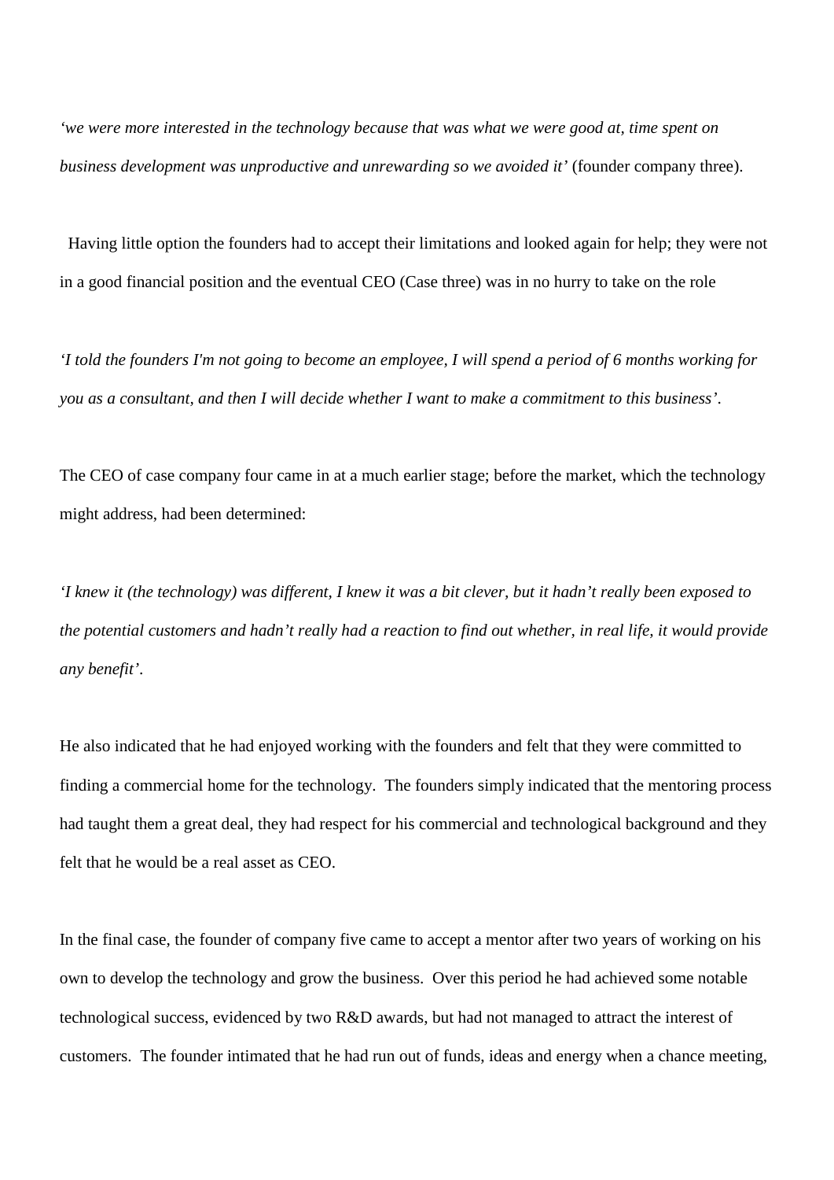*'we were more interested in the technology because that was what we were good at, time spent on business development was unproductive and unrewarding so we avoided it'* (founder company three).

Having little option the founders had to accept their limitations and looked again for help; they were not in a good financial position and the eventual CEO (Case three) was in no hurry to take on the role

*'I told the founders I'm not going to become an employee, I will spend a period of 6 months working for you as a consultant, and then I will decide whether I want to make a commitment to this business'.*

The CEO of case company four came in at a much earlier stage; before the market, which the technology might address, had been determined:

*'I knew it (the technology) was different, I knew it was a bit clever, but it hadn't really been exposed to the potential customers and hadn't really had a reaction to find out whether, in real life, it would provide any benefit'.*

He also indicated that he had enjoyed working with the founders and felt that they were committed to finding a commercial home for the technology. The founders simply indicated that the mentoring process had taught them a great deal, they had respect for his commercial and technological background and they felt that he would be a real asset as CEO.

In the final case, the founder of company five came to accept a mentor after two years of working on his own to develop the technology and grow the business. Over this period he had achieved some notable technological success, evidenced by two R&D awards, but had not managed to attract the interest of customers. The founder intimated that he had run out of funds, ideas and energy when a chance meeting,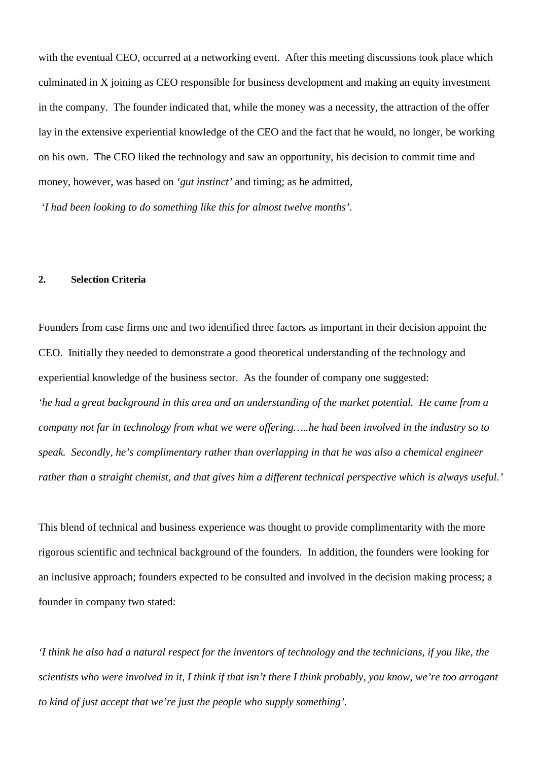with the eventual CEO, occurred at a networking event. After this meeting discussions took place which culminated in X joining as CEO responsible for business development and making an equity investment in the company. The founder indicated that, while the money was a necessity, the attraction of the offer lay in the extensive experiential knowledge of the CEO and the fact that he would, no longer, be working on his own. The CEO liked the technology and saw an opportunity, his decision to commit time and money, however, was based on *'gut instinct'* and timing; as he admitted,

*'I had been looking to do something like this for almost twelve months'.*

## 2. Selection Criteria

Founders from case firms one and two identified three factors as important in their decision appoint the CEO. Initially they needed to demonstrate a good theoretical understanding of the technology and experiential knowledge of the business sector. As the founder of company one suggested:

*'he had a great background in this area and an understanding of the market potential. He came from a company not far in technology from what we were offering…..he had been involved in the industry so to speak. Secondly, he's complimentary rather than overlapping in that he was also a chemical engineer rather than a straight chemist, and that gives him a different technical perspective which is always useful.'*

This blend of technical and business experience was thought to provide complimentarity with the more rigorous scientific and technical background of the founders. In addition, the founders were looking for an inclusive approach; founders expected to be consulted and involved in the decision making process; a founder in company two stated:

*'I think he also had a natural respect for the inventors of technology and the technicians, if you like, the scientists who were involved in it, I think if that isn't there I think probably, you know, we're too arrogant to kind of just accept that we're just the people who supply something'.*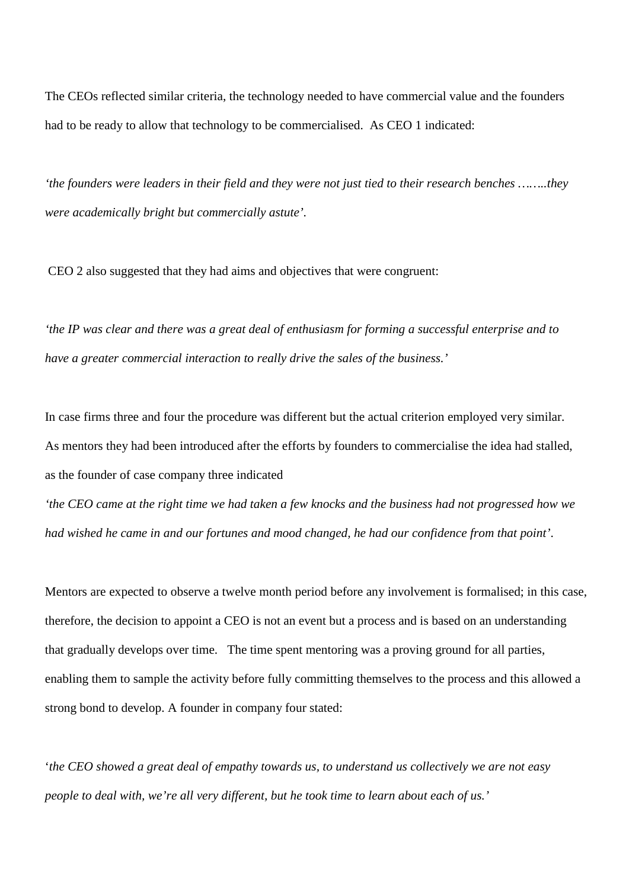The CEOs reflected similar criteria, the technology needed to have commercial value and the founders had to be ready to allow that technology to be commercialised. As CEO 1 indicated:

*'the founders were leaders in their field and they were not just tied to their research benches ……..they were academically bright but commercially astute'.*

CEO 2 also suggested that they had aims and objectives that were congruent:

*'the IP was clear and there was a great deal of enthusiasm for forming a successful enterprise and to have a greater commercial interaction to really drive the sales of the business.'*

In case firms three and four the procedure was different but the actual criterion employed very similar. As mentors they had been introduced after the efforts by founders to commercialise the idea had stalled, as the founder of case company three indicated

*'the CEO came at the right time we had taken a few knocks and the business had not progressed how we had wished he came in and our fortunes and mood changed, he had our confidence from that point'.*

Mentors are expected to observe a twelve month period before any involvement is formalised; in this case, therefore, the decision to appoint a CEO is not an event but a process and is based on an understanding that gradually develops over time. The time spent mentoring was a proving ground for all parties, enabling them to sample the activity before fully committing themselves to the process and this allowed a strong bond to develop. A founder in company four stated:

*'the CEO showed a great deal of empathy towards us, to understand us collectively we are not easy people to deal with, we're all very different, but he took time to learn about each of us.'*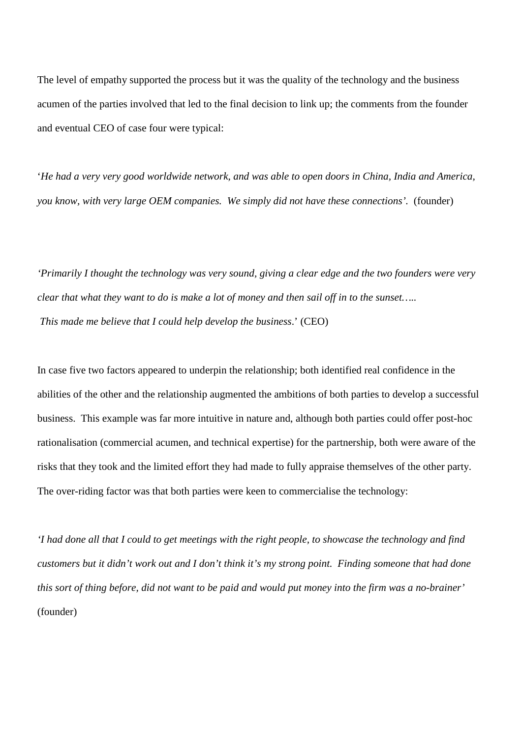The level of empathy supported the process but it was the quality of the technology and the business acumen of the parties involved that led to the final decision to link up; the comments from the founder and eventual CEO of case four were typical:

'*He had a very very good worldwide network, and was able to open doors in China, India and America, you know, with very large OEM companies. We simply did not have these connections'.* (founder)

*'Primarily I thought the technology was very sound, giving a clear edge and the two founders were very clear that what they want to do is make a lot of money and then sail off in to the sunset….. This made me believe that I could help develop the business*.' (CEO)

In case five two factors appeared to underpin the relationship; both identified real confidence in the abilities of the other and the relationship augmented the ambitions of both parties to develop a successful business. This example was far more intuitive in nature and, although both parties could offer post-hoc rationalisation (commercial acumen, and technical expertise) for the partnership, both were aware of the risks that they took and the limited effort they had made to fully appraise themselves of the other party. The over-riding factor was that both parties were keen to commercialise the technology:

*'I had done all that I could to get meetings with the right people, to showcase the technology and find customers but it didn't work out and I don't think it's my strong point. Finding someone that had done this sort of thing before, did not want to be paid and would put money into the firm was a no-brainer'* (founder)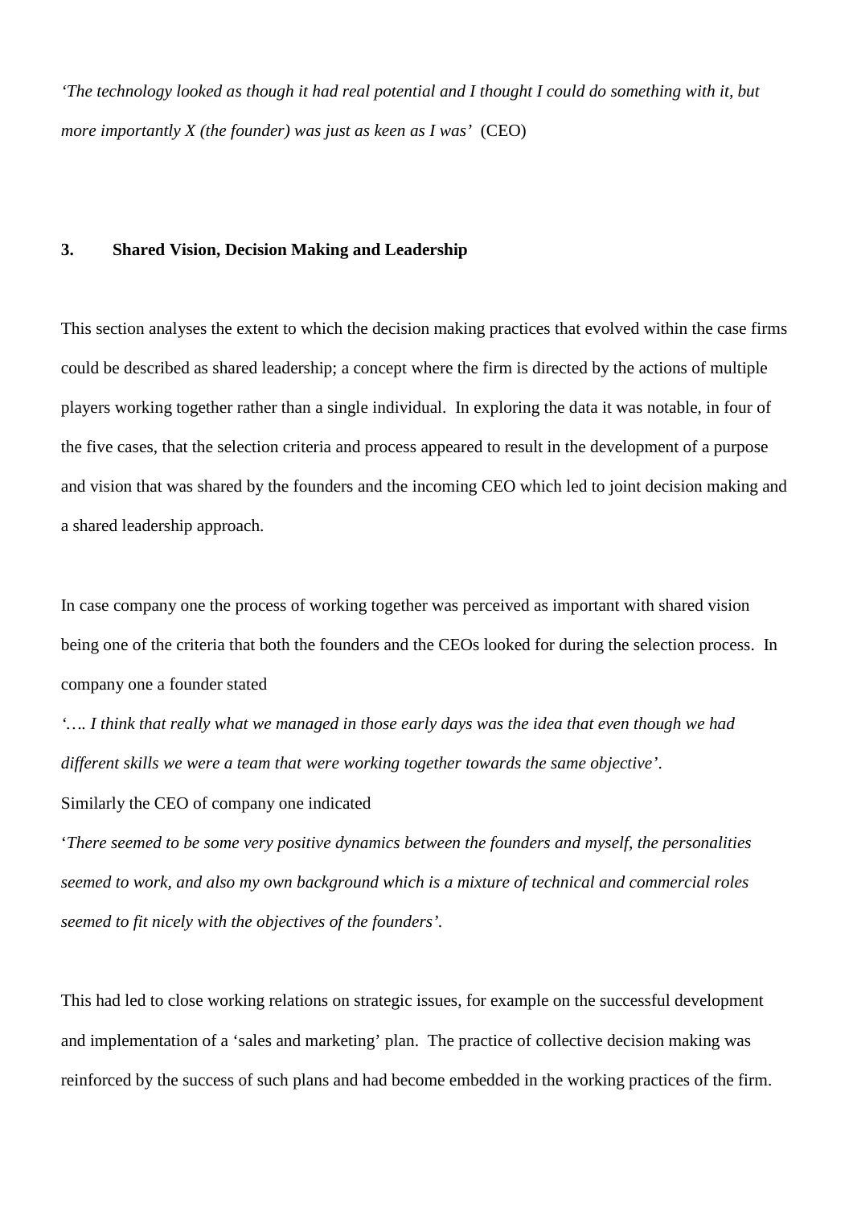*'The technology looked as though it had real potential and I thought I could do something with it, but more importantly X (the founder) was just as keen as I was'* (CEO)

## 3. Shared Vision, Decision Making and Leadership

This section analyses the extent to which the decision making practices that evolved within the case firms could be described as shared leadership; a concept where the firm is directed by the actions of multiple players working together rather than a single individual. In exploring the data it was notable, in four of the five cases, that the selection criteria and process appeared to result in the development of a purpose and vision that was shared by the founders and the incoming CEO which led to joint decision making and a shared leadership approach.

In case company one the process of working together was perceived as important with shared vision being one of the criteria that both the founders and the CEOs looked for during the selection process. In company one a founder stated

*'…. I think that really what we managed in those early days was the idea that even though we had different skills we were a team that were working together towards the same objective'.*

Similarly the CEO of company one indicated

'*There seemed to be some very positive dynamics between the founders and myself, the personalities seemed to work, and also my own background which is a mixture of technical and commercial roles seemed to fit nicely with the objectives of the founders'.*

This had led to close working relations on strategic issues, for example on the successful development and implementation of a 'sales and marketing' plan. The practice of collective decision making was reinforced by the success of such plans and had become embedded in the working practices of the firm.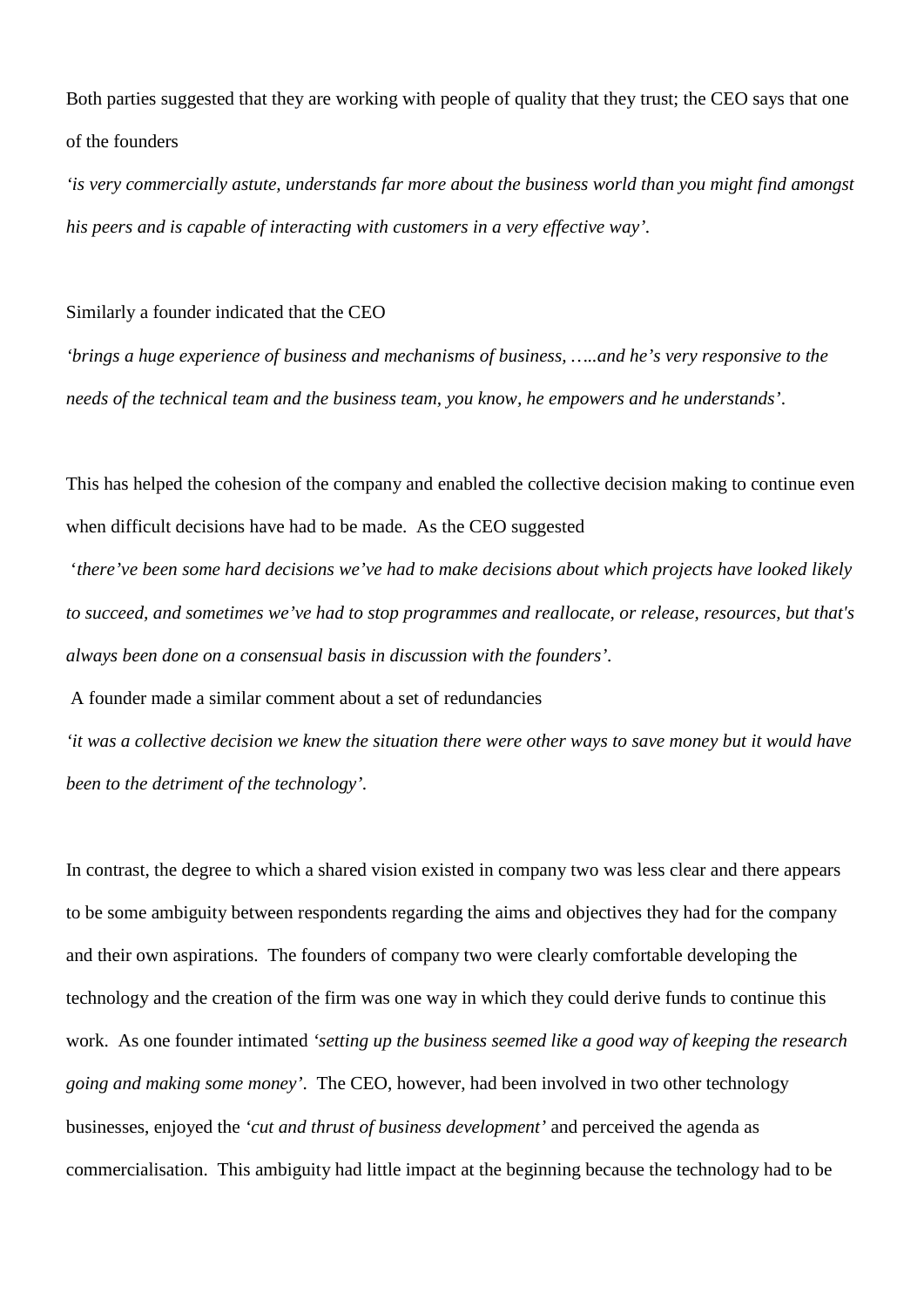Both parties suggested that they are working with people of quality that they trust; the CEO says that one of the founders

*'is very commercially astute, understands far more about the business world than you might find amongst his peers and is capable of interacting with customers in a very effective way'.*

Similarly a founder indicated that the CEO

*'brings a huge experience of business and mechanisms of business, …..and he's very responsive to the needs of the technical team and the business team, you know, he empowers and he understands'.*

This has helped the cohesion of the company and enabled the collective decision making to continue even when difficult decisions have had to be made. As the CEO suggested

*'there've been some hard decisions we've had to make decisions about which projects have looked likely to succeed, and sometimes we've had to stop programmes and reallocate, or release, resources, but that's always been done on a consensual basis in discussion with the founders'.*

A founder made a similar comment about a set of redundancies

*'it was a collective decision we knew the situation there were other ways to save money but it would have been to the detriment of the technology'.*

In contrast, the degree to which a shared vision existed in company two was less clear and there appears to be some ambiguity between respondents regarding the aims and objectives they had for the company and their own aspirations. The founders of company two were clearly comfortable developing the technology and the creation of the firm was one way in which they could derive funds to continue this work. As one founder intimated *'setting up the business seemed like a good way of keeping the research going and making some money'*. The CEO, however, had been involved in two other technology businesses, enjoyed the *'cut and thrust of business development'* and perceived the agenda as commercialisation. This ambiguity had little impact at the beginning because the technology had to be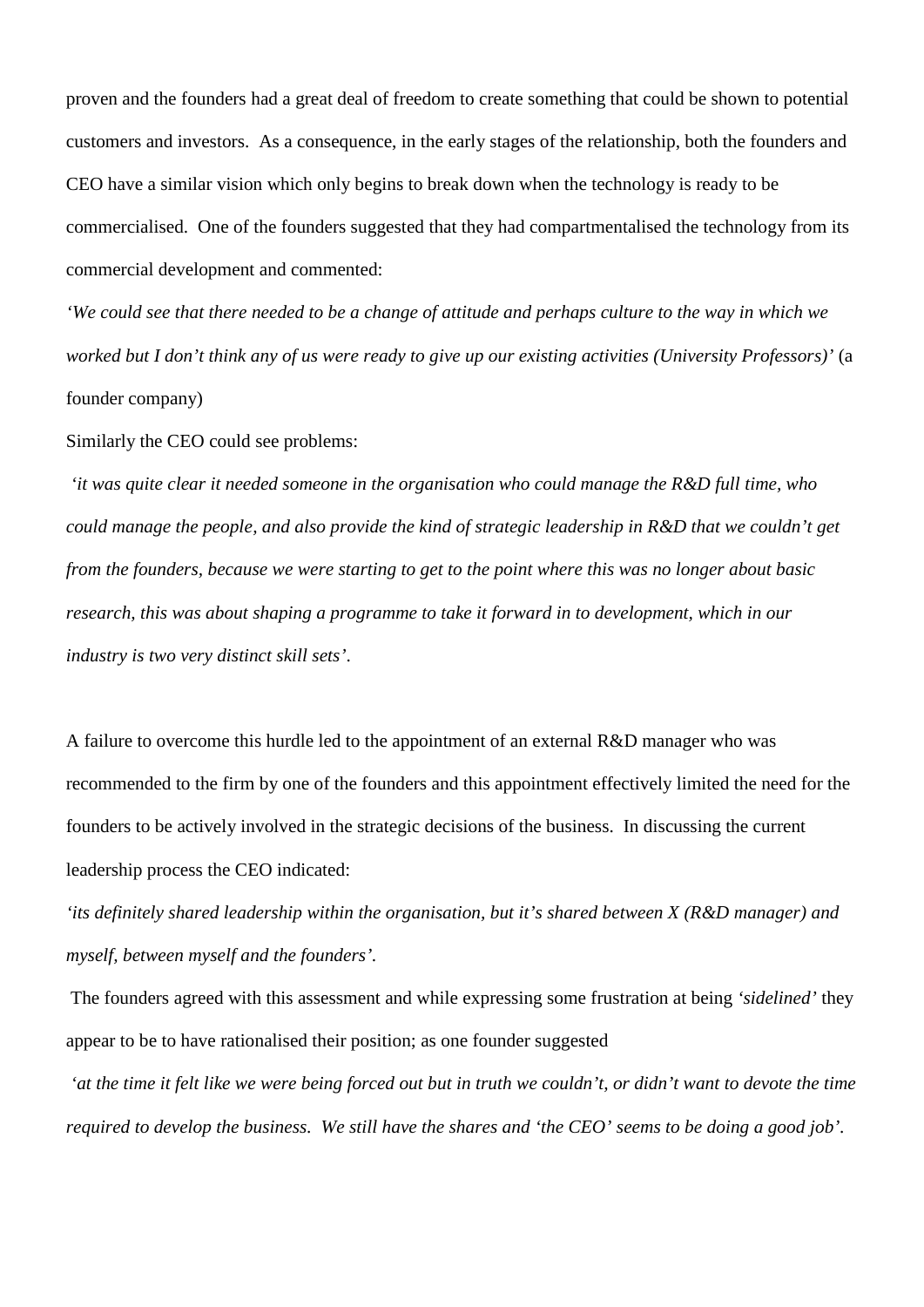proven and the founders had a great deal of freedom to create something that could be shown to potential customers and investors. As a consequence, in the early stages of the relationship, both the founders and CEO have a similar vision which only begins to break down when the technology is ready to be commercialised. One of the founders suggested that they had compartmentalised the technology from its commercial development and commented:

*'We could see that there needed to be a change of attitude and perhaps culture to the way in which we worked but I don't think any of us were ready to give up our existing activities (University Professors)'* (a founder company)

Similarly the CEO could see problems:

*'it was quite clear it needed someone in the organisation who could manage the R&D full time, who could manage the people, and also provide the kind of strategic leadership in R&D that we couldn't get from the founders, because we were starting to get to the point where this was no longer about basic research, this was about shaping a programme to take it forward in to development, which in our industry is two very distinct skill sets'.*

A failure to overcome this hurdle led to the appointment of an external R&D manager who was recommended to the firm by one of the founders and this appointment effectively limited the need for the founders to be actively involved in the strategic decisions of the business. In discussing the current leadership process the CEO indicated:

*'its definitely shared leadership within the organisation, but it's shared between X (R&D manager) and myself, between myself and the founders'.*

The founders agreed with this assessment and while expressing some frustration at being *'sidelined'* they appear to be to have rationalised their position; as one founder suggested

*'at the time it felt like we were being forced out but in truth we couldn't, or didn't want to devote the time required to develop the business. We still have the shares and 'the CEO' seems to be doing a good job'.*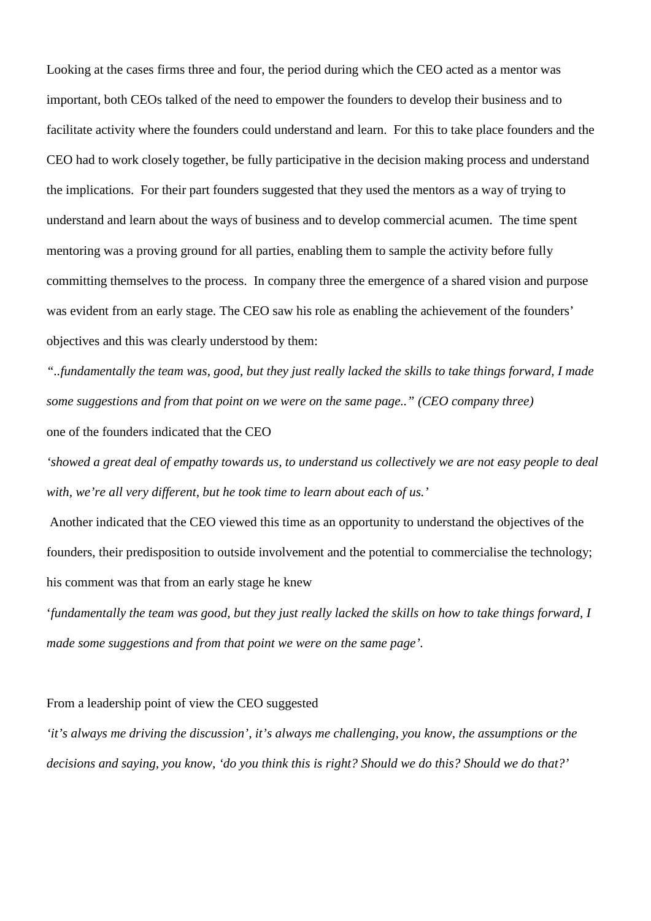Looking at the cases firms three and four, the period during which the CEO acted as a mentor was important, both CEOs talked of the need to empower the founders to develop their business and to facilitate activity where the founders could understand and learn. For this to take place founders and the CEO had to work closely together, be fully participative in the decision making process and understand the implications. For their part founders suggested that they used the mentors as a way of trying to understand and learn about the ways of business and to develop commercial acumen. The time spent mentoring was a proving ground for all parties, enabling them to sample the activity before fully committing themselves to the process. In company three the emergence of a shared vision and purpose was evident from an early stage. The CEO saw his role as enabling the achievement of the founders' objectives and this was clearly understood by them:

*"..fundamentally the team was, good, but they just really lacked the skills to take things forward, I made some suggestions and from that point on we were on the same page.." (CEO company three)*

one of the founders indicated that the CEO

*'showed a great deal of empathy towards us, to understand us collectively we are not easy people to deal with, we're all very different, but he took time to learn about each of us.'*

Another indicated that the CEO viewed this time as an opportunity to understand the objectives of the founders, their predisposition to outside involvement and the potential to commercialise the technology; his comment was that from an early stage he knew

'*fundamentally the team was good, but they just really lacked the skills on how to take things forward, I made some suggestions and from that point we were on the same page'*.

From a leadership point of view the CEO suggested

*'it's always me driving the discussion', it's always me challenging, you know, the assumptions or the decisions and saying, you know, 'do you think this is right? Should we do this? Should we do that?'*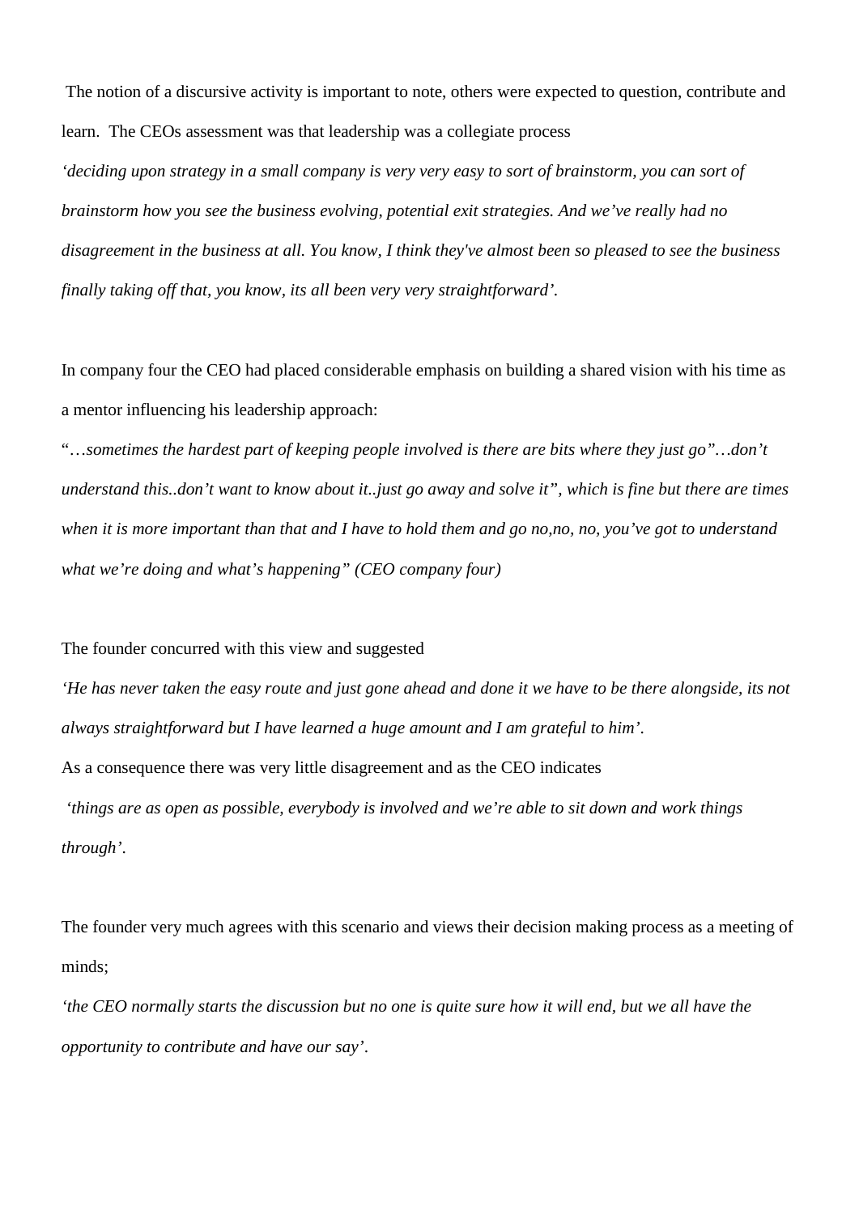The notion of a discursive activity is important to note, others were expected to question, contribute and learn. The CEOs assessment was that leadership was a collegiate process

*‘deciding upon strategy in a small company is very very easy to sort of brainstorm, you can sort of brainstorm how you see the business evolving, potential exit strategies. And we’ve really had no disagreement in the business at all. You know, I think they've almost been so pleased to see the business finally taking off that, you know, its all been very very straightforward’.*

In company four the CEO had placed considerable emphasis on building a shared vision with his time as a mentor influencing his leadership approach:

“*…sometimes the hardest part of keeping people involved is there are bits where they just go”…don’t understand this..don’t want to know about it..just go away and solve it”, which is fine but there are times when it is more important than that and I have to hold them and go no,no, no, you’ve got to understand what we’re doing and what’s happening” (CEO company four)*

The founder concurred with this view and suggested

*‘He has never taken the easy route and just gone ahead and done it we have to be there alongside, its not always straightforward but I have learned a huge amount and I am grateful to him’.*

As a consequence there was very little disagreement and as the CEO indicates

*‘things are as open as possible, everybody is involved and we’re able to sit down and work things through’.*

The founder very much agrees with this scenario and views their decision making process as a meeting of minds;

*‘the CEO normally starts the discussion but no one is quite sure how it will end, but we all have the opportunity to contribute and have our say’.*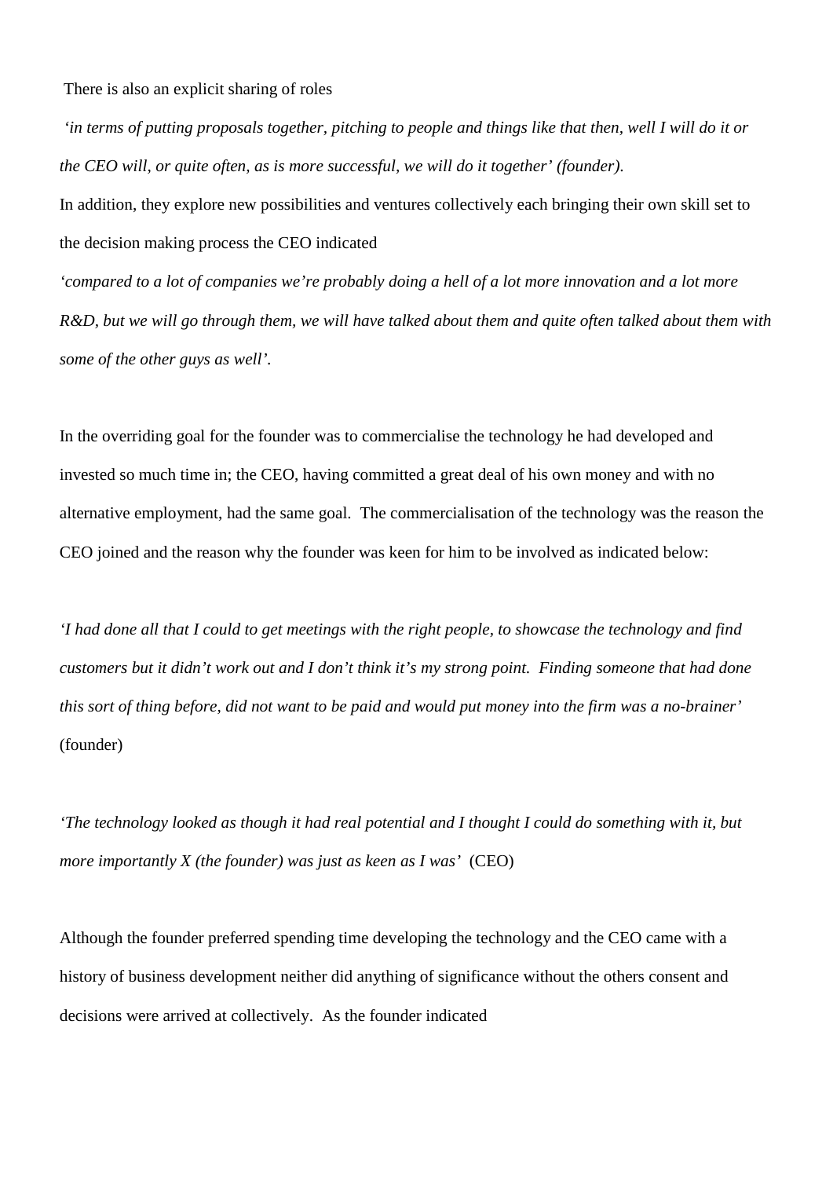There is also an explicit sharing of roles

*'in terms of putting proposals together, pitching to people and things like that then, well I will do it or the CEO will, or quite often, as is more successful, we will do it together' (founder).*

In addition, they explore new possibilities and ventures collectively each bringing their own skill set to the decision making process the CEO indicated

*'compared to a lot of companies we're probably doing a hell of a lot more innovation and a lot more R&D, but we will go through them, we will have talked about them and quite often talked about them with some of the other guys as well'.*

In the overriding goal for the founder was to commercialise the technology he had developed and invested so much time in; the CEO, having committed a great deal of his own money and with no alternative employment, had the same goal. The commercialisation of the technology was the reason the CEO joined and the reason why the founder was keen for him to be involved as indicated below:

*'I had done all that I could to get meetings with the right people, to showcase the technology and find customers but it didn't work out and I don't think it's my strong point. Finding someone that had done this sort of thing before, did not want to be paid and would put money into the firm was a no-brainer'* (founder)

*'The technology looked as though it had real potential and I thought I could do something with it, but more importantly X (the founder) was just as keen as I was'* (CEO)

Although the founder preferred spending time developing the technology and the CEO came with a history of business development neither did anything of significance without the others consent and decisions were arrived at collectively. As the founder indicated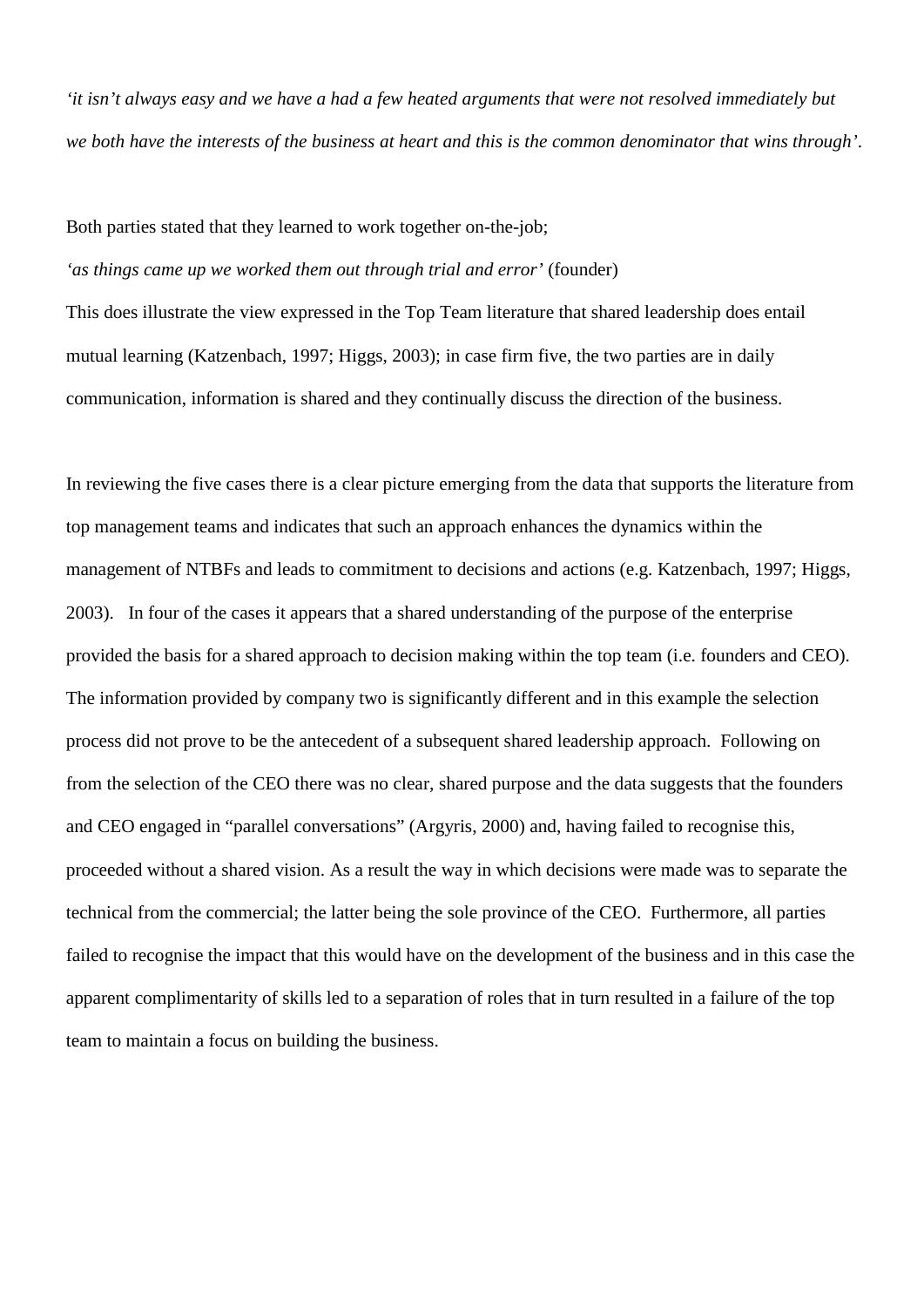*'it isn't always easy and we have a had a few heated arguments that were not resolved immediately but we both have the interests of the business at heart and this is the common denominator that wins through'*.

Both parties stated that they learned to work together on-the-job;

*'as things came up we worked them out through trial and error'* (founder)

This does illustrate the view expressed in the Top Team literature that shared leadership does entail mutual learning (Katzenbach, 1997; Higgs, 2003); in case firm five, the two parties are in daily communication, information is shared and they continually discuss the direction of the business.

In reviewing the five cases there is a clear picture emerging from the data that supports the literature from top management teams and indicates that such an approach enhances the dynamics within the management of NTBFs and leads to commitment to decisions and actions (e.g. Katzenbach, 1997; Higgs, 2003). In four of the cases it appears that a shared understanding of the purpose of the enterprise provided the basis for a shared approach to decision making within the top team (i.e. founders and CEO). The information provided by company two is significantly different and in this example the selection process did not prove to be the antecedent of a subsequent shared leadership approach. Following on from the selection of the CEO there was no clear, shared purpose and the data suggests that the founders and CEO engaged in "parallel conversations" (Argyris, 2000) and, having failed to recognise this, proceeded without a shared vision. As a result the way in which decisions were made was to separate the technical from the commercial; the latter being the sole province of the CEO. Furthermore, all parties failed to recognise the impact that this would have on the development of the business and in this case the apparent complimentarity of skills led to a separation of roles that in turn resulted in a failure of the top team to maintain a focus on building the business.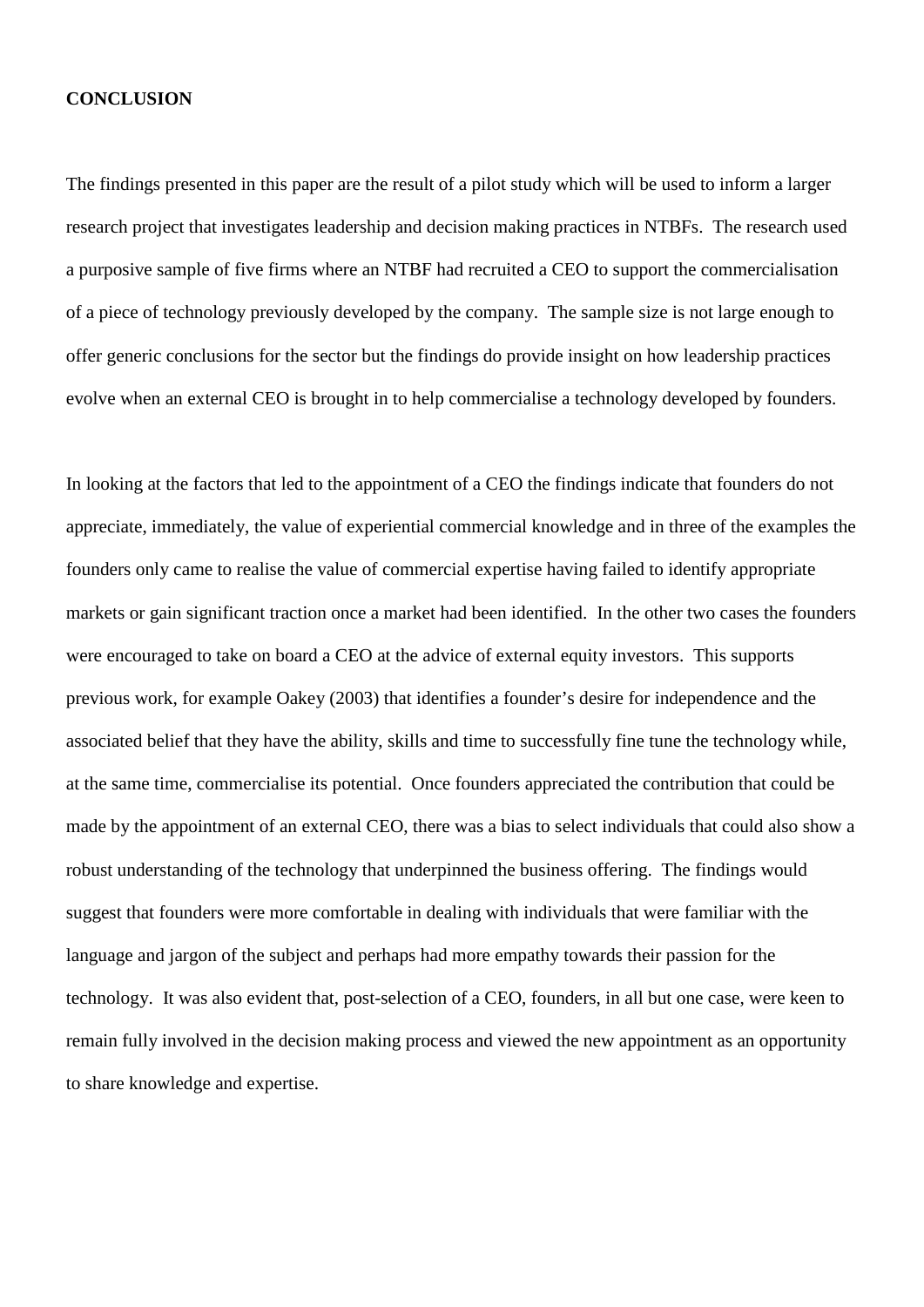**CONCLUSION**

The findings presented in this paper are the result of a pilot study which will be used to inform a larger research project that investigates leadership and decision making practices in NTBFs. The research used a purposive sample of five firms where an NTBF had recruited a CEO to support the commercialisation of a piece of technology previously developed by the company. The sample size is not large enough to offer generic conclusions for the sector but the findings do provide insight on how leadership practices evolve when an external CEO is brought in to help commercialise a technology developed by founders.

In looking at the factors that led to the appointment of a CEO the findings indicate that founders do not appreciate, immediately, the value of experiential commercial knowledge and in three of the examples the founders only came to realise the value of commercial expertise having failed to identify appropriate markets or gain significant traction once a market had been identified. In the other two cases the founders were encouraged to take on board a CEO at the advice of external equity investors. This supports previous work, for example Oakey (2003) that identifies a founder's desire for independence and the associated belief that they have the ability, skills and time to successfully fine tune the technology while, at the same time, commercialise its potential. Once founders appreciated the contribution that could be made by the appointment of an external CEO, there was a bias to select individuals that could also show a robust understanding of the technology that underpinned the business offering. The findings would suggest that founders were more comfortable in dealing with individuals that were familiar with the language and jargon of the subject and perhaps had more empathy towards their passion for the technology. It was also evident that, post-selection of a CEO, founders, in all but one case, were keen to remain fully involved in the decision making process and viewed the new appointment as an opportunity to share knowledge and expertise.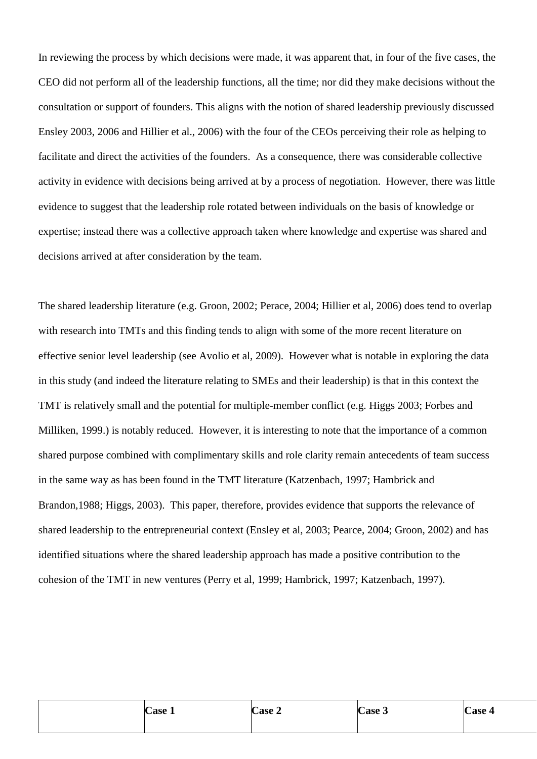In reviewing the process by which decisions were made, it was apparent that, in four of the five cases, the CEO did not perform all of the leadership functions, all the time; nor did they make decisions without the consultation or support of founders. This aligns with the notion of shared leadership previously discussed Ensley 2003, 2006 and Hillier et al., 2006) with the four of the CEOs perceiving their role as helping to facilitate and direct the activities of the founders. As a consequence, there was considerable collective activity in evidence with decisions being arrived at by a process of negotiation. However, there was little evidence to suggest that the leadership role rotated between individuals on the basis of knowledge or expertise; instead there was a collective approach taken where knowledge and expertise was shared and decisions arrived at after consideration by the team.

The shared leadership literature (e.g. Groon, 2002; Perace, 2004; Hillier et al, 2006) does tend to overlap with research into TMTs and this finding tends to align with some of the more recent literature on effective senior level leadership (see Avolio et al, 2009). However what is notable in exploring the data in this study (and indeed the literature relating to SMEs and their leadership) is that in this context the TMT is relatively small and the potential for multiple-member conflict (e.g. Higgs 2003; Forbes and Milliken, 1999.) is notably reduced. However, it is interesting to note that the importance of a common shared purpose combined with complimentary skills and role clarity remain antecedents of team success in the same way as has been found in the TMT literature (Katzenbach, 1997; Hambrick and Brandon,1988; Higgs, 2003). This paper, therefore, provides evidence that supports the relevance of shared leadership to the entrepreneurial context (Ensley et al, 2003; Pearce, 2004; Groon, 2002) and has identified situations where the shared leadership approach has made a positive contribution to the cohesion of the TMT in new ventures (Perry et al, 1999; Hambrick, 1997; Katzenbach, 1997).

| | **Case 1** | **Case 2** | **Case 3** | **Case 4** |
|---|---|---|---|---|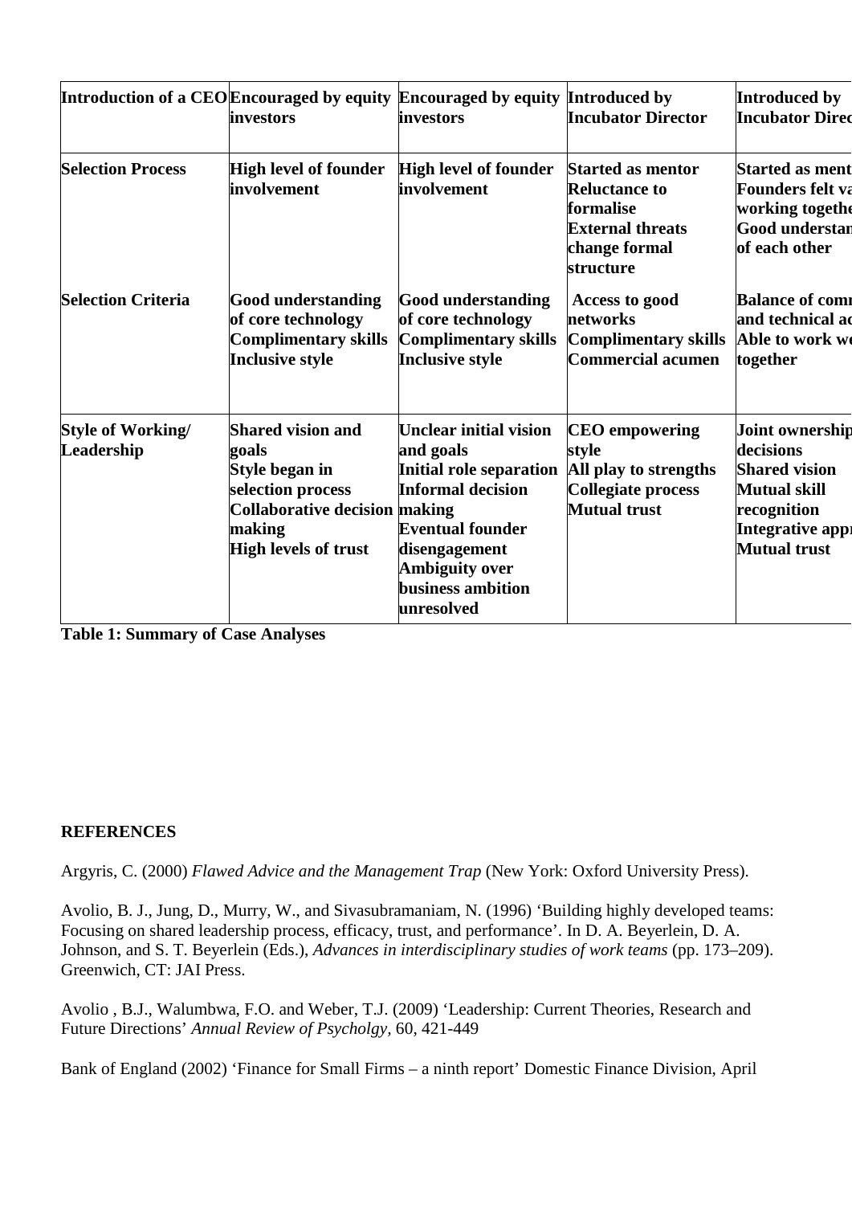| Introduction of a CEO | Encouraged by equity investors | Encouraged by equity investors | Introduced by Incubator Director | Introduced by Incubator Direc |
|---|---|---|---|---|
| Selection Process | High level of founder involvement | High level of founder involvement | Started as mentor<br>Reluctance to formalise<br>External threats change formal structure | Started as ment<br>Founders felt va<br>working togethe<br>Good understan<br>of each other |
| Selection Criteria | Good understanding of core technology<br>Complimentary skills<br>Inclusive style | Good understanding of core technology<br>Complimentary skills<br>Inclusive style | Access to good networks<br>Complimentary skills<br>Commercial acumen | Balance of comm<br>and technical ac<br>Able to work wo<br>together |
| Style of Working/ Leadership | Shared vision and goals<br>Style began in selection process<br>Collaborative decision making<br>High levels of trust | Unclear initial vision and goals<br>Initial role separation<br>Informal decision making<br>Eventual founder disengagement<br>Ambiguity over business ambition unresolved | CEO empowering style<br>All play to strengths<br>Collegiate process<br>Mutual trust | Joint ownership<br>decisions<br>Shared vision<br>Mutual skill recognition<br>Integrative appr<br>Mutual trust |

**Table 1: Summary of Case Analyses**

**REFERENCES**

Argyris, C. (2000) *Flawed Advice and the Management Trap* (New York: Oxford University Press).

Avolio, B. J., Jung, D., Murry, W., and Sivasubramaniam, N. (1996) 'Building highly developed teams: Focusing on shared leadership process, efficacy, trust, and performance'. In D. A. Beyerlein, D. A. Johnson, and S. T. Beyerlein (Eds.), *Advances in interdisciplinary studies of work teams* (pp. 173–209). Greenwich, CT: JAI Press.

Avolio , B.J., Walumbwa, F.O. and Weber, T.J. (2009) 'Leadership: Current Theories, Research and Future Directions' *Annual Review of Psycholgy,* 60, 421-449

Bank of England (2002) 'Finance for Small Firms – a ninth report' Domestic Finance Division, April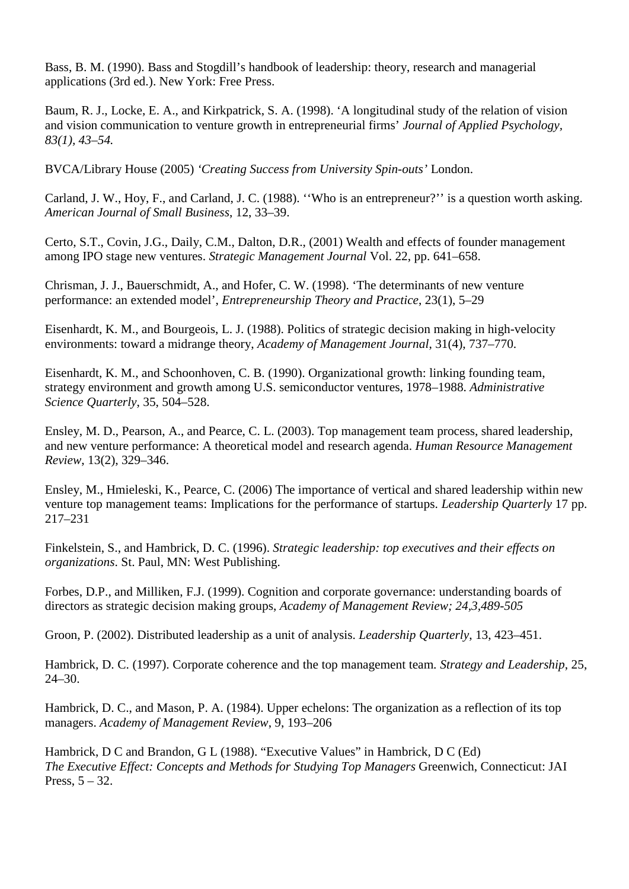Bass, B. M. (1990). Bass and Stogdill's handbook of leadership: theory, research and managerial applications (3rd ed.). New York: Free Press.

Baum, R. J., Locke, E. A., and Kirkpatrick, S. A. (1998). 'A longitudinal study of the relation of vision and vision communication to venture growth in entrepreneurial firms' *Journal of Applied Psychology, 83(1), 43–54.*

BVCA/Library House (2005) *'Creating Success from University Spin-outs'* London.

Carland, J. W., Hoy, F., and Carland, J. C. (1988). ''Who is an entrepreneur?'' is a question worth asking. *American Journal of Small Business*, 12, 33–39.

Certo, S.T., Covin, J.G., Daily, C.M., Dalton, D.R., (2001) Wealth and effects of founder management among IPO stage new ventures. *Strategic Management Journal* Vol. 22, pp. 641–658.

Chrisman, J. J., Bauerschmidt, A., and Hofer, C. W. (1998). 'The determinants of new venture performance: an extended model', *Entrepreneurship Theory and Practice*, 23(1), 5–29

Eisenhardt, K. M., and Bourgeois, L. J. (1988). Politics of strategic decision making in high-velocity environments: toward a midrange theory, *Academy of Management Journal*, 31(4), 737–770.

Eisenhardt, K. M., and Schoonhoven, C. B. (1990). Organizational growth: linking founding team, strategy environment and growth among U.S. semiconductor ventures, 1978–1988. *Administrative Science Quarterly*, 35, 504–528.

Ensley, M. D., Pearson, A., and Pearce, C. L. (2003). Top management team process, shared leadership, and new venture performance: A theoretical model and research agenda. *Human Resource Management Review*, 13(2), 329–346.

Ensley, M., Hmieleski, K., Pearce, C. (2006) The importance of vertical and shared leadership within new venture top management teams: Implications for the performance of startups. *Leadership Quarterly* 17 pp. 217–231

Finkelstein, S., and Hambrick, D. C. (1996). *Strategic leadership: top executives and their effects on organizations*. St. Paul, MN: West Publishing.

Forbes, D.P., and Milliken, F.J. (1999). Cognition and corporate governance: understanding boards of directors as strategic decision making groups, *Academy of Management Review; 24,3,489-505*

Groon, P. (2002). Distributed leadership as a unit of analysis. *Leadership Quarterly*, 13, 423–451.

Hambrick, D. C. (1997). Corporate coherence and the top management team. *Strategy and Leadership*, 25, 24–30.

Hambrick, D. C., and Mason, P. A. (1984). Upper echelons: The organization as a reflection of its top managers. *Academy of Management Review*, 9, 193–206

Hambrick, D C and Brandon, G L (1988). "Executive Values" in Hambrick, D C (Ed) *The Executive Effect: Concepts and Methods for Studying Top Managers* Greenwich, Connecticut: JAI Press, 5 – 32.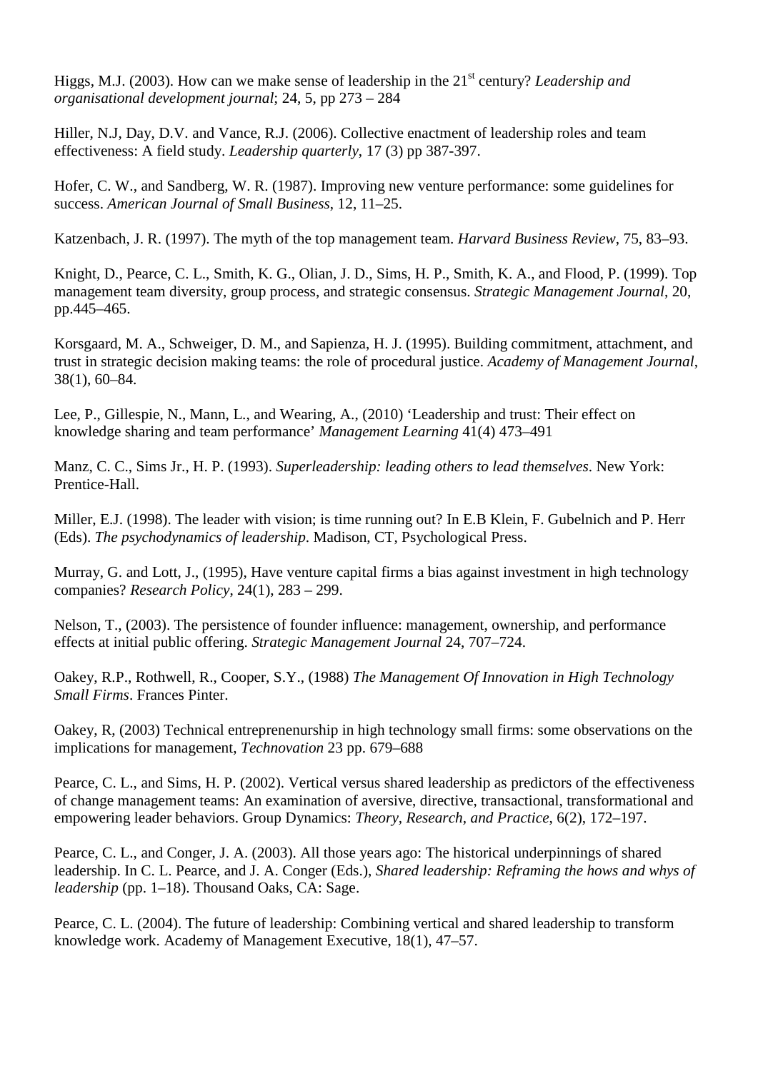Higgs, M.J. (2003). How can we make sense of leadership in the 21st century? *Leadership and organisational development journal*; 24, 5, pp 273 – 284

Hiller, N.J, Day, D.V. and Vance, R.J. (2006). Collective enactment of leadership roles and team effectiveness: A field study. *Leadership quarterly*, 17 (3) pp 387-397.

Hofer, C. W., and Sandberg, W. R. (1987). Improving new venture performance: some guidelines for success. *American Journal of Small Business*, 12, 11–25.

Katzenbach, J. R. (1997). The myth of the top management team. *Harvard Business Review*, 75, 83–93.

Knight, D., Pearce, C. L., Smith, K. G., Olian, J. D., Sims, H. P., Smith, K. A., and Flood, P. (1999). Top management team diversity, group process, and strategic consensus. *Strategic Management Journal*, 20, pp.445–465.

Korsgaard, M. A., Schweiger, D. M., and Sapienza, H. J. (1995). Building commitment, attachment, and trust in strategic decision making teams: the role of procedural justice. *Academy of Management Journal*, 38(1), 60–84.

Lee, P., Gillespie, N., Mann, L., and Wearing, A., (2010) 'Leadership and trust: Their effect on knowledge sharing and team performance' *Management Learning* 41(4) 473–491

Manz, C. C., Sims Jr., H. P. (1993). *Superleadership: leading others to lead themselves*. New York: Prentice-Hall.

Miller, E.J. (1998). The leader with vision; is time running out? In E.B Klein, F. Gubelnich and P. Herr (Eds). *The psychodynamics of leadership*. Madison, CT, Psychological Press.

Murray, G. and Lott, J., (1995), Have venture capital firms a bias against investment in high technology companies? *Research Policy*, 24(1), 283 – 299.

Nelson, T., (2003). The persistence of founder influence: management, ownership, and performance effects at initial public offering. *Strategic Management Journal* 24, 707–724.

Oakey, R.P., Rothwell, R., Cooper, S.Y., (1988) *The Management Of Innovation in High Technology Small Firms*. Frances Pinter.

Oakey, R, (2003) Technical entreprenenurship in high technology small firms: some observations on the implications for management, *Technovation* 23 pp. 679–688

Pearce, C. L., and Sims, H. P. (2002). Vertical versus shared leadership as predictors of the effectiveness of change management teams: An examination of aversive, directive, transactional, transformational and empowering leader behaviors. Group Dynamics: *Theory, Research, and Practice*, 6(2), 172–197.

Pearce, C. L., and Conger, J. A. (2003). All those years ago: The historical underpinnings of shared leadership. In C. L. Pearce, and J. A. Conger (Eds.), *Shared leadership: Reframing the hows and whys of leadership* (pp. 1–18). Thousand Oaks, CA: Sage.

Pearce, C. L. (2004). The future of leadership: Combining vertical and shared leadership to transform knowledge work. Academy of Management Executive, 18(1), 47–57.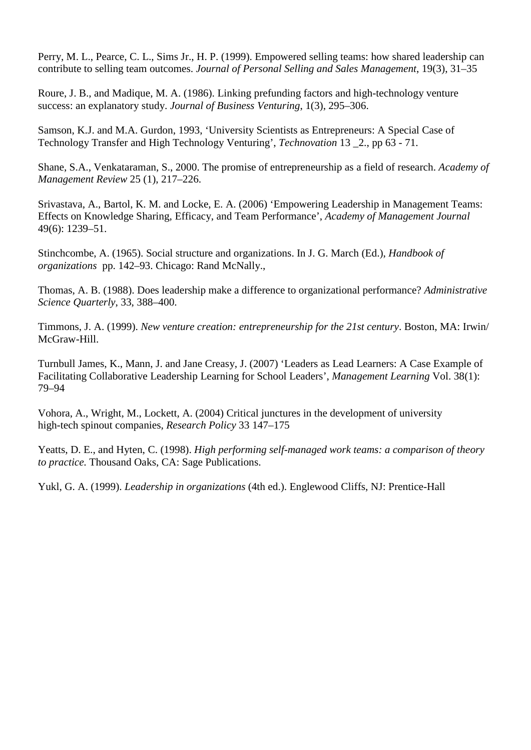Perry, M. L., Pearce, C. L., Sims Jr., H. P. (1999). Empowered selling teams: how shared leadership can contribute to selling team outcomes. *Journal of Personal Selling and Sales Management*, 19(3), 31–35

Roure, J. B., and Madique, M. A. (1986). Linking prefunding factors and high-technology venture success: an explanatory study. *Journal of Business Venturing*, 1(3), 295–306.

Samson, K.J. and M.A. Gurdon, 1993, 'University Scientists as Entrepreneurs: A Special Case of Technology Transfer and High Technology Venturing', *Technovation* 13 _2., pp 63 - 71.

Shane, S.A., Venkataraman, S., 2000. The promise of entrepreneurship as a field of research. *Academy of Management Review* 25 (1), 217–226.

Srivastava, A., Bartol, K. M. and Locke, E. A. (2006) 'Empowering Leadership in Management Teams: Effects on Knowledge Sharing, Efficacy, and Team Performance', *Academy of Management Journal* 49(6): 1239–51.

Stinchcombe, A. (1965). Social structure and organizations. In J. G. March (Ed.), *Handbook of organizations* pp. 142–93. Chicago: Rand McNally.,

Thomas, A. B. (1988). Does leadership make a difference to organizational performance? *Administrative Science Quarterly*, 33, 388–400.

Timmons, J. A. (1999). *New venture creation: entrepreneurship for the 21st century*. Boston, MA: Irwin/ McGraw-Hill.

Turnbull James, K., Mann, J. and Jane Creasy, J. (2007) 'Leaders as Lead Learners: A Case Example of Facilitating Collaborative Leadership Learning for School Leaders', *Management Learning* Vol. 38(1): 79–94

Vohora, A., Wright, M., Lockett, A. (2004) Critical junctures in the development of university high-tech spinout companies, *Research Policy* 33 147–175

Yeatts, D. E., and Hyten, C. (1998). *High performing self-managed work teams: a comparison of theory to practice.* Thousand Oaks, CA: Sage Publications.

Yukl, G. A. (1999). *Leadership in organizations* (4th ed.). Englewood Cliffs, NJ: Prentice-Hall